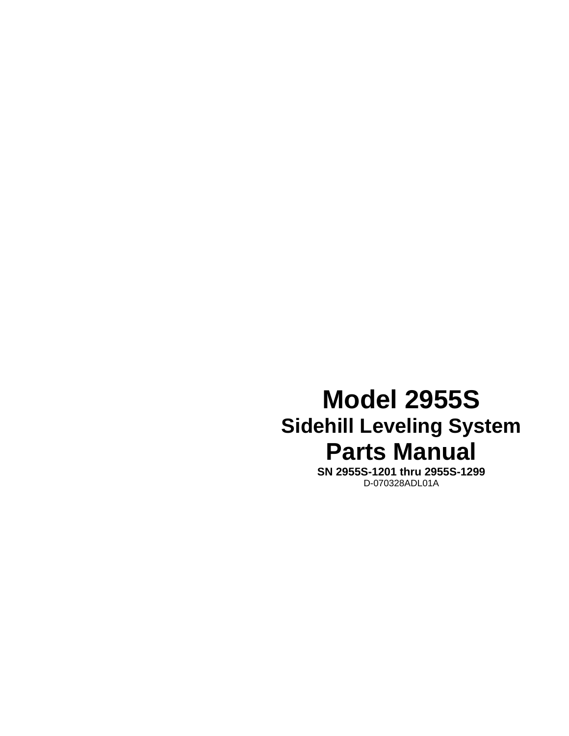# Model 2955S

## Sidehill Leveling System

# Parts Manual

**SN 2955S-1201 thru 2955S-1299**

D-070328ADL01A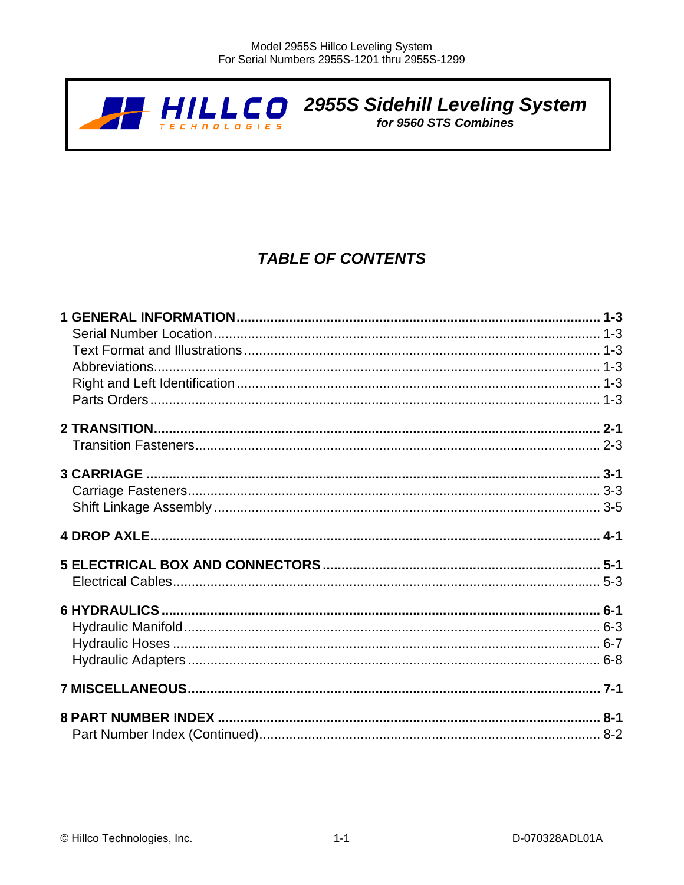**HILLCO** TECHNOLOGIES

# 2955S Sidehill Leveling System

***for 9560 STS Combines***

## TABLE OF CONTENTS

**1 GENERAL INFORMATION ........ 1-3**
- Serial Number Location ........ 1-3
- Text Format and Illustrations ........ 1-3
- Abbreviations ........ 1-3
- Right and Left Identification ........ 1-3
- Parts Orders ........ 1-3

**2 TRANSITION ........ 2-1**
- Transition Fasteners ........ 2-3

**3 CARRIAGE ........ 3-1**
- Carriage Fasteners ........ 3-3
- Shift Linkage Assembly ........ 3-5

**4 DROP AXLE ........ 4-1**

**5 ELECTRICAL BOX AND CONNECTORS ........ 5-1**
- Electrical Cables ........ 5-3

**6 HYDRAULICS ........ 6-1**
- Hydraulic Manifold ........ 6-3
- Hydraulic Hoses ........ 6-7
- Hydraulic Adapters ........ 6-8

**7 MISCELLANEOUS ........ 7-1**

**8 PART NUMBER INDEX ........ 8-1**
- Part Number Index (Continued) ........ 8-2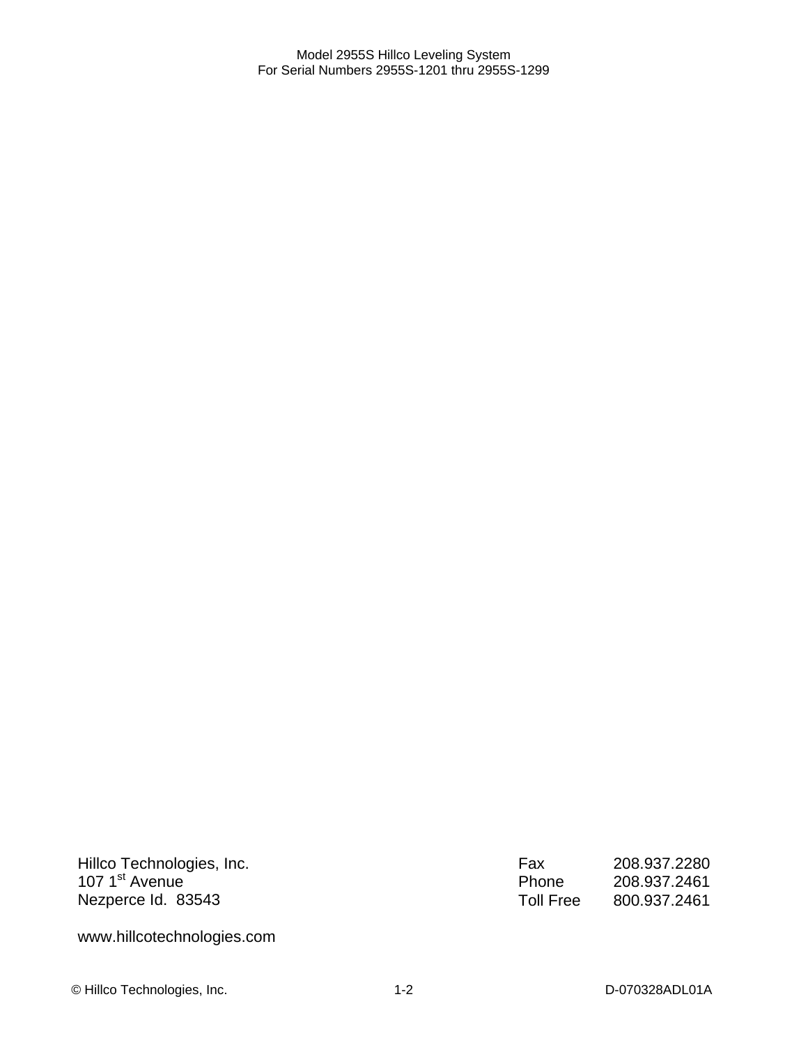Hillco Technologies, Inc.
107 1st Avenue
Nezperce Id. 83543

www.hillcotechnologies.com

| | |
|---|---|
| Fax | 208.937.2280 |
| Phone | 208.937.2461 |
| Toll Free | 800.937.2461 |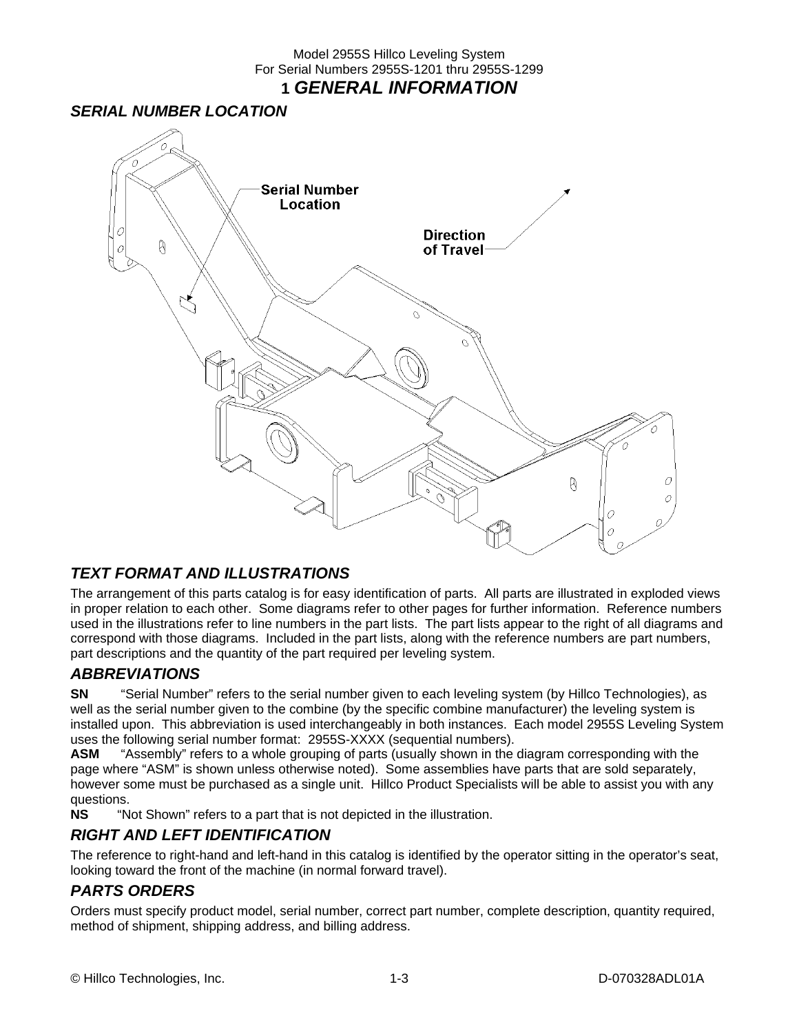# 1 GENERAL INFORMATION

## SERIAL NUMBER LOCATION

Serial Number Location

Direction of Travel

## TEXT FORMAT AND ILLUSTRATIONS

The arrangement of this parts catalog is for easy identification of parts. All parts are illustrated in exploded views in proper relation to each other. Some diagrams refer to other pages for further information. Reference numbers used in the illustrations refer to line numbers in the part lists. The part lists appear to the right of all diagrams and correspond with those diagrams. Included in the part lists, along with the reference numbers are part numbers, part descriptions and the quantity of the part required per leveling system.

## ABBREVIATIONS

**SN** "Serial Number" refers to the serial number given to each leveling system (by Hillco Technologies), as well as the serial number given to the combine (by the specific combine manufacturer) the leveling system is installed upon. This abbreviation is used interchangeably in both instances. Each model 2955S Leveling System uses the following serial number format: 2955S-XXXX (sequential numbers).

**ASM** "Assembly" refers to a whole grouping of parts (usually shown in the diagram corresponding with the page where "ASM" is shown unless otherwise noted). Some assemblies have parts that are sold separately, however some must be purchased as a single unit. Hillco Product Specialists will be able to assist you with any questions.

**NS** "Not Shown" refers to a part that is not depicted in the illustration.

## RIGHT AND LEFT IDENTIFICATION

The reference to right-hand and left-hand in this catalog is identified by the operator sitting in the operator's seat, looking toward the front of the machine (in normal forward travel).

## PARTS ORDERS

Orders must specify product model, serial number, correct part number, complete description, quantity required, method of shipment, shipping address, and billing address.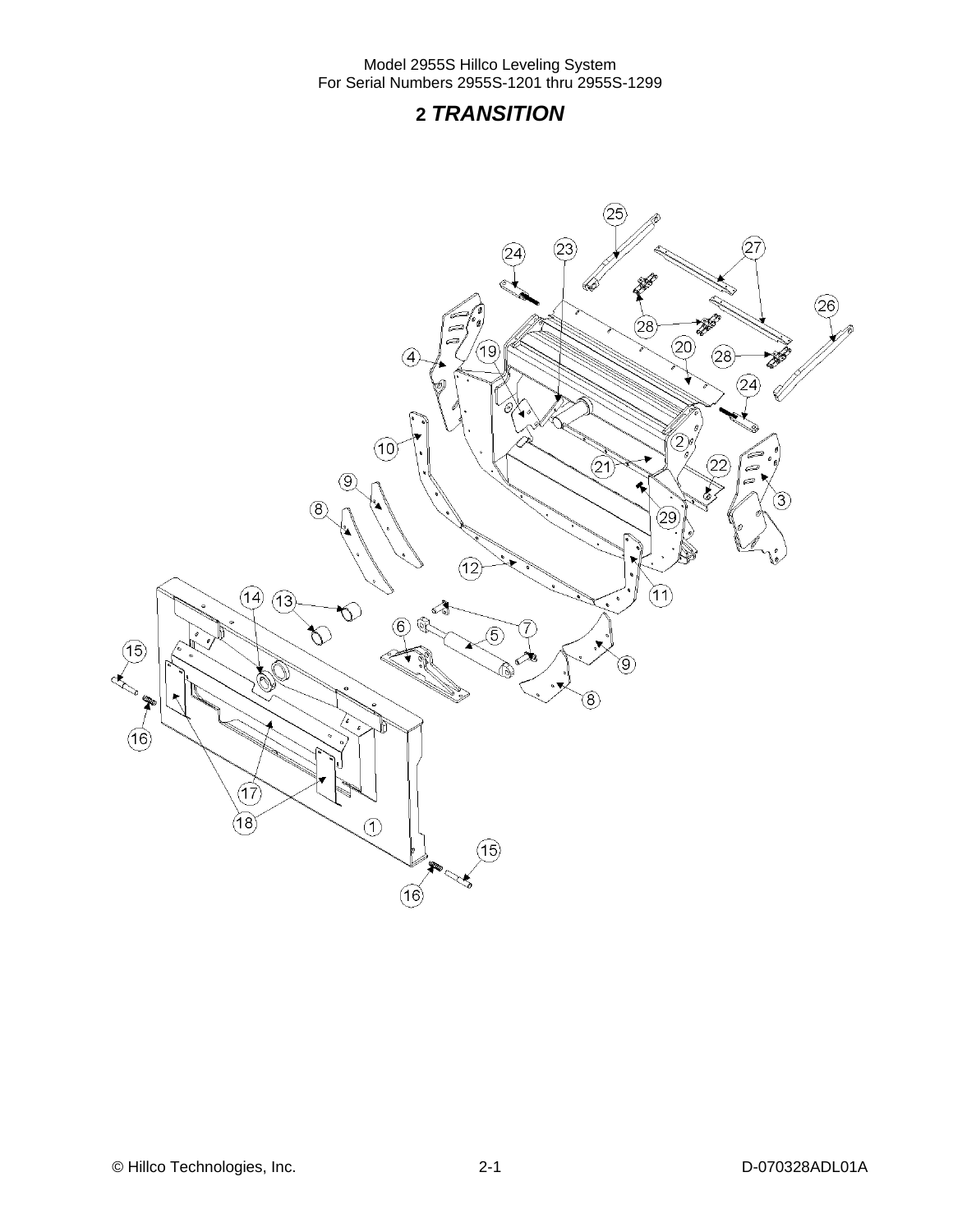# 2 *TRANSITION*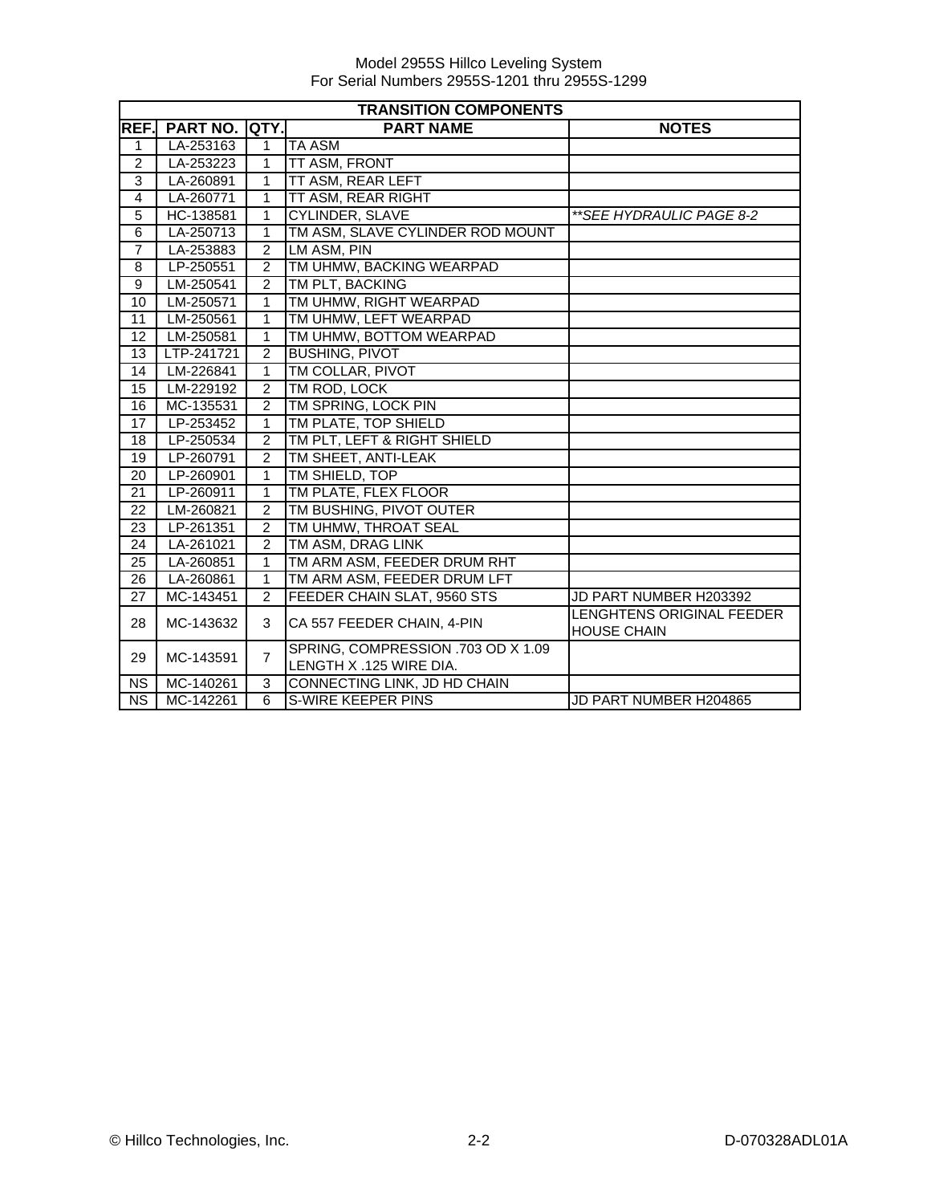Model 2955S Hillco Leveling System
For Serial Numbers 2955S-1201 thru 2955S-1299

| TRANSITION COMPONENTS | | | | |
|---|---|---|---|---|
| REF. | PART NO. | QTY. | PART NAME | NOTES |
| 1 | LA-253163 | 1 | TA ASM | |
| 2 | LA-253223 | 1 | TT ASM, FRONT | |
| 3 | LA-260891 | 1 | TT ASM, REAR LEFT | |
| 4 | LA-260771 | 1 | TT ASM, REAR RIGHT | |
| 5 | HC-138581 | 1 | CYLINDER, SLAVE | *\*\*SEE HYDRAULIC PAGE 8-2* |
| 6 | LA-250713 | 1 | TM ASM, SLAVE CYLINDER ROD MOUNT | |
| 7 | LA-253883 | 2 | LM ASM, PIN | |
| 8 | LP-250551 | 2 | TM UHMW, BACKING WEARPAD | |
| 9 | LM-250541 | 2 | TM PLT, BACKING | |
| 10 | LM-250571 | 1 | TM UHMW, RIGHT WEARPAD | |
| 11 | LM-250561 | 1 | TM UHMW, LEFT WEARPAD | |
| 12 | LM-250581 | 1 | TM UHMW, BOTTOM WEARPAD | |
| 13 | LTP-241721 | 2 | BUSHING, PIVOT | |
| 14 | LM-226841 | 1 | TM COLLAR, PIVOT | |
| 15 | LM-229192 | 2 | TM ROD, LOCK | |
| 16 | MC-135531 | 2 | TM SPRING, LOCK PIN | |
| 17 | LP-253452 | 1 | TM PLATE, TOP SHIELD | |
| 18 | LP-250534 | 2 | TM PLT, LEFT & RIGHT SHIELD | |
| 19 | LP-260791 | 2 | TM SHEET, ANTI-LEAK | |
| 20 | LP-260901 | 1 | TM SHIELD, TOP | |
| 21 | LP-260911 | 1 | TM PLATE, FLEX FLOOR | |
| 22 | LM-260821 | 2 | TM BUSHING, PIVOT OUTER | |
| 23 | LP-261351 | 2 | TM UHMW, THROAT SEAL | |
| 24 | LA-261021 | 2 | TM ASM, DRAG LINK | |
| 25 | LA-260851 | 1 | TM ARM ASM, FEEDER DRUM RHT | |
| 26 | LA-260861 | 1 | TM ARM ASM, FEEDER DRUM LFT | |
| 27 | MC-143451 | 2 | FEEDER CHAIN SLAT, 9560 STS | JD PART NUMBER H203392 |
| 28 | MC-143632 | 3 | CA 557 FEEDER CHAIN, 4-PIN | LENGHTENS ORIGINAL FEEDER HOUSE CHAIN |
| 29 | MC-143591 | 7 | SPRING, COMPRESSION .703 OD X 1.09 LENGTH X .125 WIRE DIA. | |
| NS | MC-140261 | 3 | CONNECTING LINK, JD HD CHAIN | |
| NS | MC-142261 | 6 | S-WIRE KEEPER PINS | JD PART NUMBER H204865 |

© Hillco Technologies, Inc. 2-2 D-070328ADL01A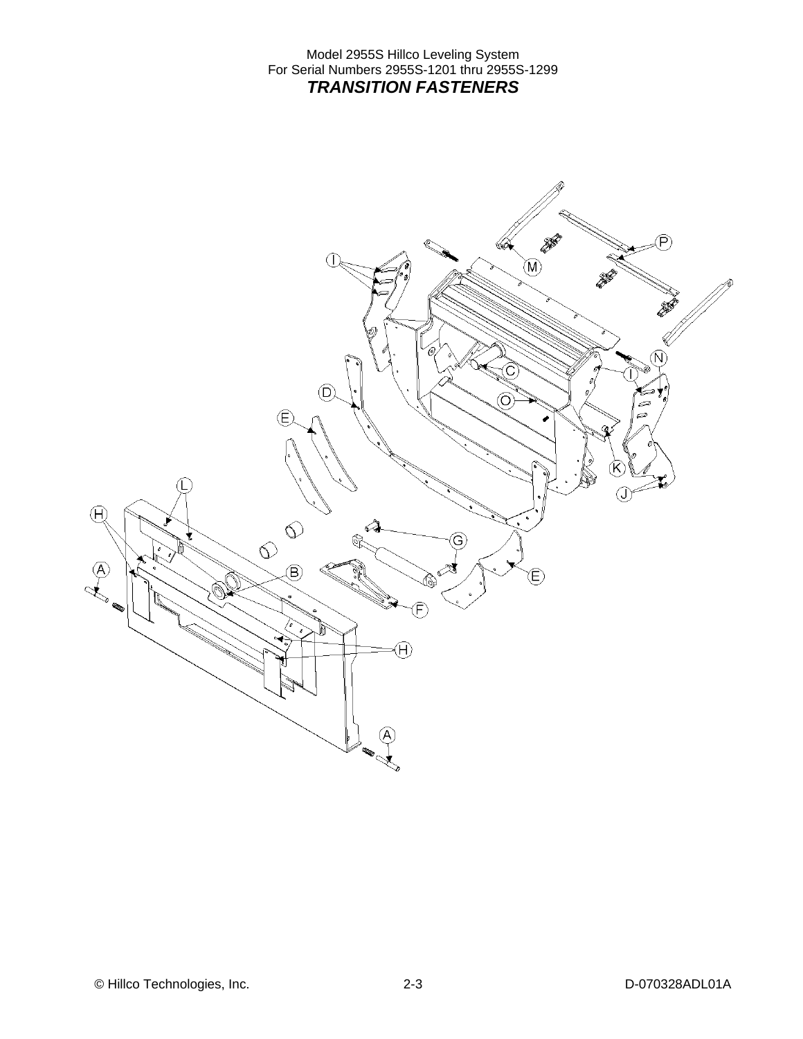Model 2955S Hillco Leveling System
For Serial Numbers 2955S-1201 thru 2955S-1299

# *TRANSITION FASTENERS*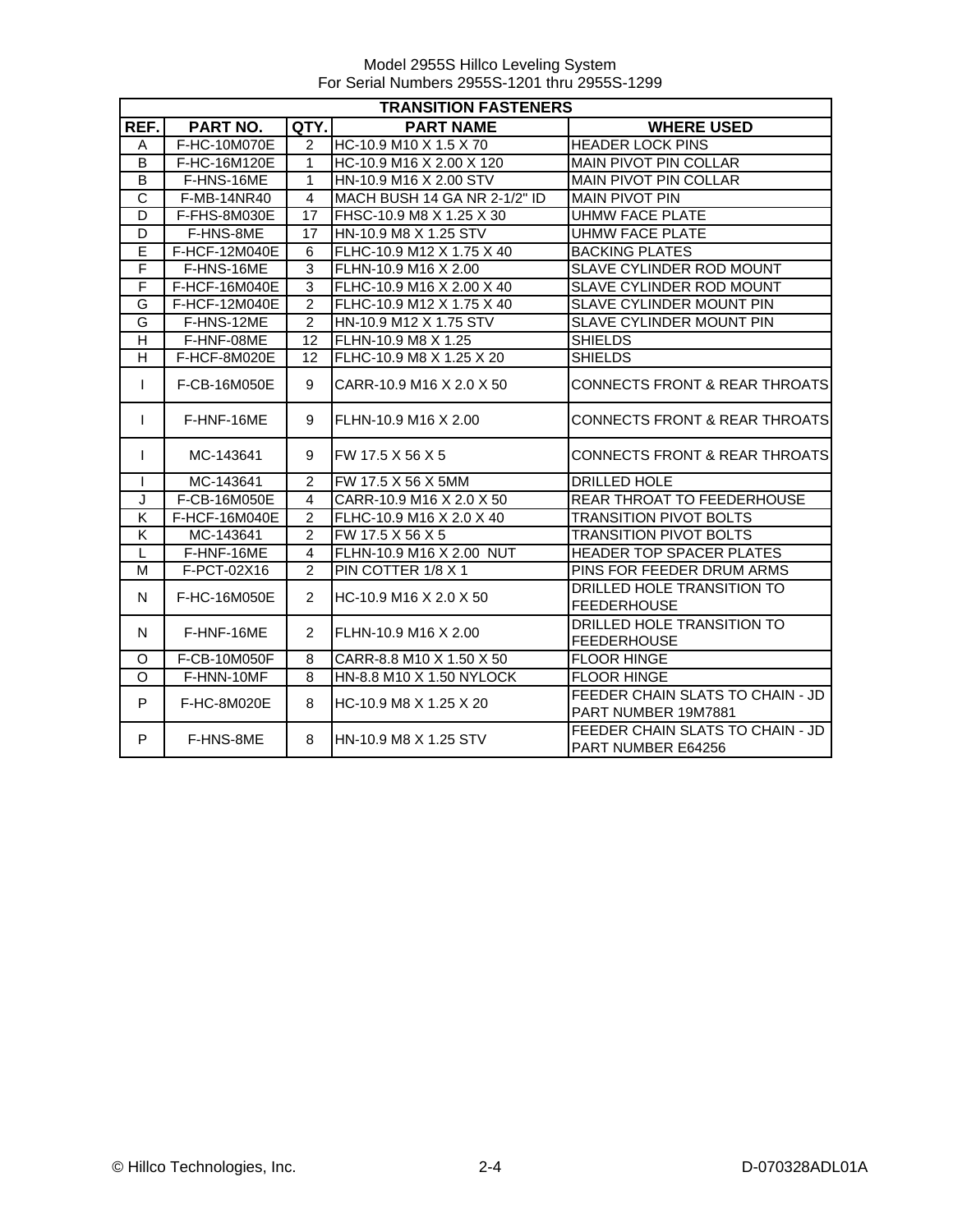Model 2955S Hillco Leveling System
For Serial Numbers 2955S-1201 thru 2955S-1299

| TRANSITION FASTENERS | | | | |
|---|---|---|---|---|
| REF. | PART NO. | QTY. | PART NAME | WHERE USED |
| A | F-HC-10M070E | 2 | HC-10.9 M10 X 1.5 X 70 | HEADER LOCK PINS |
| B | F-HC-16M120E | 1 | HC-10.9 M16 X 2.00 X 120 | MAIN PIVOT PIN COLLAR |
| B | F-HNS-16ME | 1 | HN-10.9 M16 X 2.00 STV | MAIN PIVOT PIN COLLAR |
| C | F-MB-14NR40 | 4 | MACH BUSH 14 GA NR 2-1/2" ID | MAIN PIVOT PIN |
| D | F-FHS-8M030E | 17 | FHSC-10.9 M8 X 1.25 X 30 | UHMW FACE PLATE |
| D | F-HNS-8ME | 17 | HN-10.9 M8 X 1.25 STV | UHMW FACE PLATE |
| E | F-HCF-12M040E | 6 | FLHC-10.9 M12 X 1.75 X 40 | BACKING PLATES |
| F | F-HNS-16ME | 3 | FLHN-10.9 M16 X 2.00 | SLAVE CYLINDER ROD MOUNT |
| F | F-HCF-16M040E | 3 | FLHC-10.9 M16 X 2.00 X 40 | SLAVE CYLINDER ROD MOUNT |
| G | F-HCF-12M040E | 2 | FLHC-10.9 M12 X 1.75 X 40 | SLAVE CYLINDER MOUNT PIN |
| G | F-HNS-12ME | 2 | HN-10.9 M12 X 1.75 STV | SLAVE CYLINDER MOUNT PIN |
| H | F-HNF-08ME | 12 | FLHN-10.9 M8 X 1.25 | SHIELDS |
| H | F-HCF-8M020E | 12 | FLHC-10.9 M8 X 1.25 X 20 | SHIELDS |
| I | F-CB-16M050E | 9 | CARR-10.9 M16 X 2.0 X 50 | CONNECTS FRONT & REAR THROATS |
| I | F-HNF-16ME | 9 | FLHN-10.9 M16 X 2.00 | CONNECTS FRONT & REAR THROATS |
| I | MC-143641 | 9 | FW 17.5 X 56 X 5 | CONNECTS FRONT & REAR THROATS |
| I | MC-143641 | 2 | FW 17.5 X 56 X 5MM | DRILLED HOLE |
| J | F-CB-16M050E | 4 | CARR-10.9 M16 X 2.0 X 50 | REAR THROAT TO FEEDERHOUSE |
| K | F-HCF-16M040E | 2 | FLHC-10.9 M16 X 2.0 X 40 | TRANSITION PIVOT BOLTS |
| K | MC-143641 | 2 | FW 17.5 X 56 X 5 | TRANSITION PIVOT BOLTS |
| L | F-HNF-16ME | 4 | FLHN-10.9 M16 X 2.00 NUT | HEADER TOP SPACER PLATES |
| M | F-PCT-02X16 | 2 | PIN COTTER 1/8 X 1 | PINS FOR FEEDER DRUM ARMS |
| N | F-HC-16M050E | 2 | HC-10.9 M16 X 2.0 X 50 | DRILLED HOLE TRANSITION TO FEEDERHOUSE |
| N | F-HNF-16ME | 2 | FLHN-10.9 M16 X 2.00 | DRILLED HOLE TRANSITION TO FEEDERHOUSE |
| O | F-CB-10M050F | 8 | CARR-8.8 M10 X 1.50 X 50 | FLOOR HINGE |
| O | F-HNN-10MF | 8 | HN-8.8 M10 X 1.50 NYLOCK | FLOOR HINGE |
| P | F-HC-8M020E | 8 | HC-10.9 M8 X 1.25 X 20 | FEEDER CHAIN SLATS TO CHAIN - JD PART NUMBER 19M7881 |
| P | F-HNS-8ME | 8 | HN-10.9 M8 X 1.25 STV | FEEDER CHAIN SLATS TO CHAIN - JD PART NUMBER E64256 |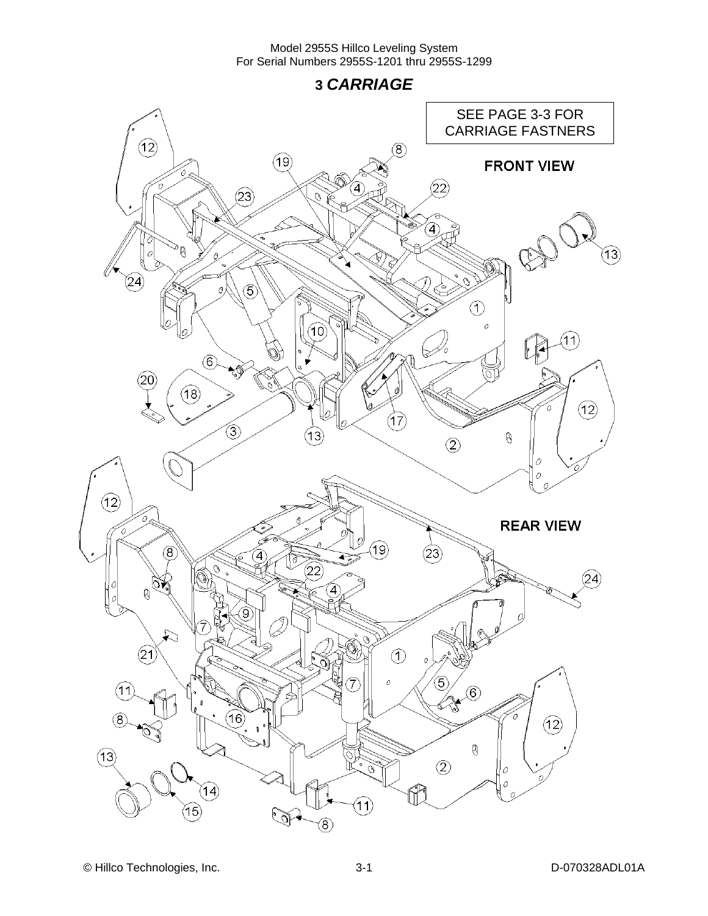# 3 *CARRIAGE*

SEE PAGE 3-3 FOR CARRIAGE FASTNERS

**FRONT VIEW**

**REAR VIEW**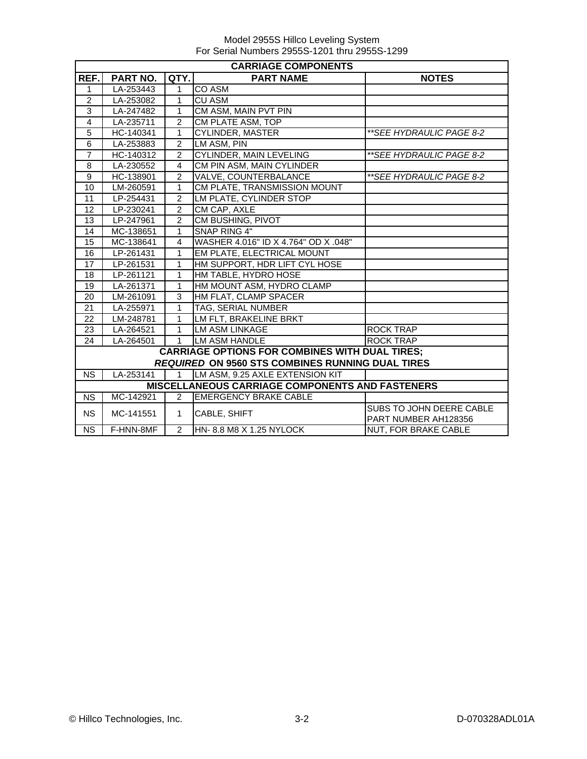Model 2955S Hillco Leveling System
For Serial Numbers 2955S-1201 thru 2955S-1299

| REF. | PART NO. | QTY. | PART NAME | NOTES |
|---|---|---|---|---|
| **CARRIAGE COMPONENTS** | | | | |
| 1 | LA-253443 | 1 | CO ASM | |
| 2 | LA-253082 | 1 | CU ASM | |
| 3 | LA-247482 | 1 | CM ASM, MAIN PVT PIN | |
| 4 | LA-235711 | 2 | CM PLATE ASM, TOP | |
| 5 | HC-140341 | 1 | CYLINDER, MASTER | *\*\*SEE HYDRAULIC PAGE 8-2* |
| 6 | LA-253883 | 2 | LM ASM, PIN | |
| 7 | HC-140312 | 2 | CYLINDER, MAIN LEVELING | *\*\*SEE HYDRAULIC PAGE 8-2* |
| 8 | LA-230552 | 4 | CM PIN ASM, MAIN CYLINDER | |
| 9 | HC-138901 | 2 | VALVE, COUNTERBALANCE | *\*\*SEE HYDRAULIC PAGE 8-2* |
| 10 | LM-260591 | 1 | CM PLATE, TRANSMISSION MOUNT | |
| 11 | LP-254431 | 2 | LM PLATE, CYLINDER STOP | |
| 12 | LP-230241 | 2 | CM CAP, AXLE | |
| 13 | LP-247961 | 2 | CM BUSHING, PIVOT | |
| 14 | MC-138651 | 1 | SNAP RING 4" | |
| 15 | MC-138641 | 4 | WASHER 4.016" ID X 4.764" OD X .048" | |
| 16 | LP-261431 | 1 | EM PLATE, ELECTRICAL MOUNT | |
| 17 | LP-261531 | 1 | HM SUPPORT, HDR LIFT CYL HOSE | |
| 18 | LP-261121 | 1 | HM TABLE, HYDRO HOSE | |
| 19 | LA-261371 | 1 | HM MOUNT ASM, HYDRO CLAMP | |
| 20 | LM-261091 | 3 | HM FLAT, CLAMP SPACER | |
| 21 | LA-255971 | 1 | TAG, SERIAL NUMBER | |
| 22 | LM-248781 | 1 | LM FLT, BRAKELINE BRKT | |
| 23 | LA-264521 | 1 | LM ASM LINKAGE | ROCK TRAP |
| 24 | LA-264501 | 1 | LM ASM HANDLE | ROCK TRAP |
| **CARRIAGE OPTIONS FOR COMBINES WITH DUAL TIRES; *REQUIRED* ON 9560 STS COMBINES RUNNING DUAL TIRES** | | | | |
| NS | LA-253141 | 1 | LM ASM, 9.25 AXLE EXTENSION KIT | |
| **MISCELLANEOUS CARRIAGE COMPONENTS AND FASTENERS** | | | | |
| NS | MC-142921 | 2 | EMERGENCY BRAKE CABLE | |
| NS | MC-141551 | 1 | CABLE, SHIFT | SUBS TO JOHN DEERE CABLE PART NUMBER AH128356 |
| NS | F-HNN-8MF | 2 | HN- 8.8 M8 X 1.25 NYLOCK | NUT, FOR BRAKE CABLE |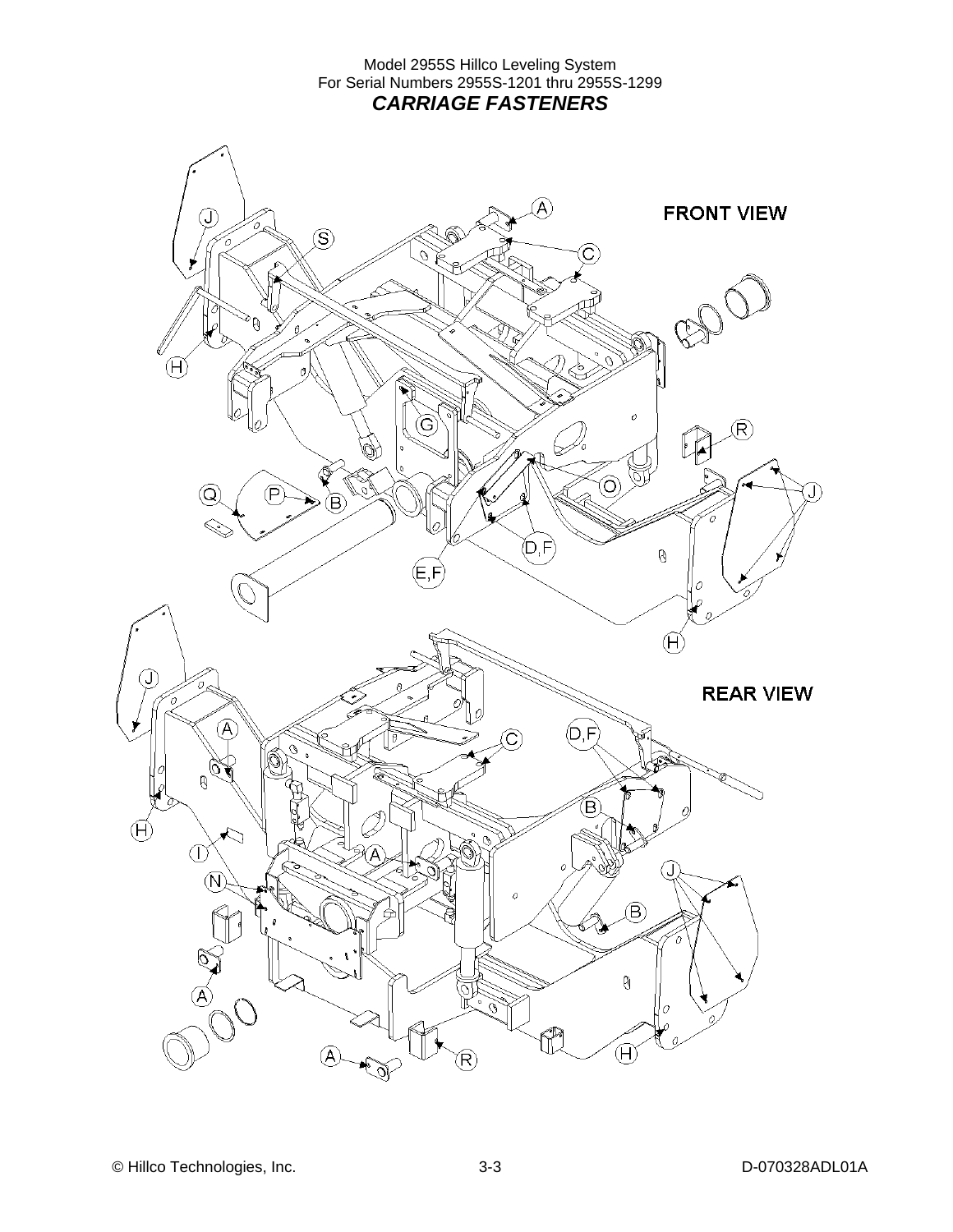Model 2955S Hillco Leveling System
For Serial Numbers 2955S-1201 thru 2955S-1299

## *CARRIAGE FASTENERS*

FRONT VIEW

REAR VIEW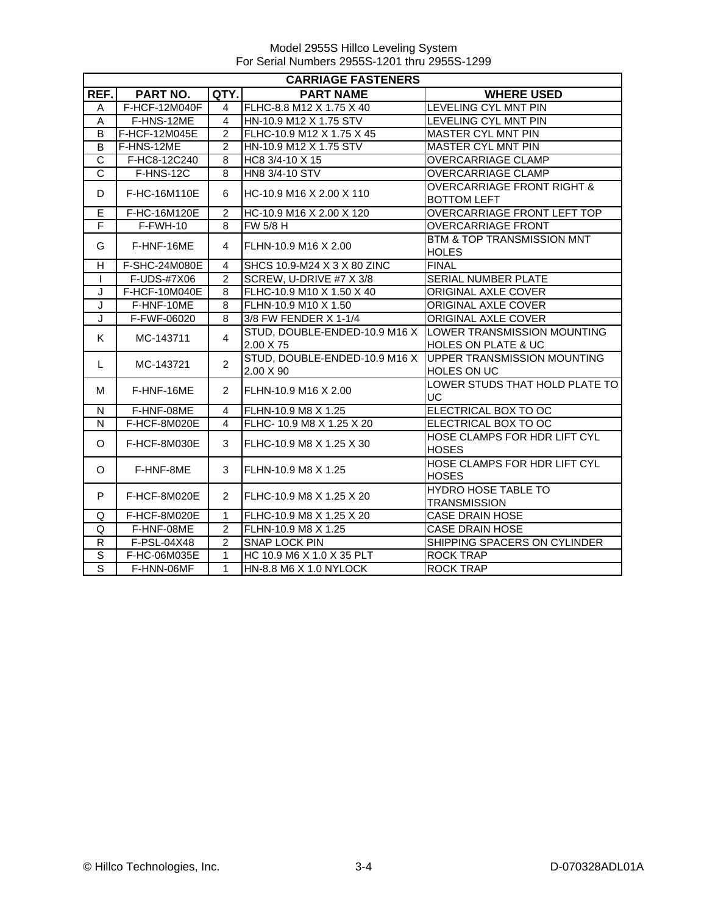Model 2955S Hillco Leveling System
For Serial Numbers 2955S-1201 thru 2955S-1299

| CARRIAGE FASTENERS | | | | |
|---|---|---|---|---|
| **REF.** | **PART NO.** | **QTY.** | **PART NAME** | **WHERE USED** |
| A | F-HCF-12M040F | 4 | FLHC-8.8 M12 X 1.75 X 40 | LEVELING CYL MNT PIN |
| A | F-HNS-12ME | 4 | HN-10.9 M12 X 1.75 STV | LEVELING CYL MNT PIN |
| B | F-HCF-12M045E | 2 | FLHC-10.9 M12 X 1.75 X 45 | MASTER CYL MNT PIN |
| B | F-HNS-12ME | 2 | HN-10.9 M12 X 1.75 STV | MASTER CYL MNT PIN |
| C | F-HC8-12C240 | 8 | HC8 3/4-10 X 15 | OVERCARRIAGE CLAMP |
| C | F-HNS-12C | 8 | HN8 3/4-10 STV | OVERCARRIAGE CLAMP |
| D | F-HC-16M110E | 6 | HC-10.9 M16 X 2.00 X 110 | OVERCARRIAGE FRONT RIGHT & BOTTOM LEFT |
| E | F-HC-16M120E | 2 | HC-10.9 M16 X 2.00 X 120 | OVERCARRIAGE FRONT LEFT TOP |
| F | F-FWH-10 | 8 | FW 5/8 H | OVERCARRIAGE FRONT |
| G | F-HNF-16ME | 4 | FLHN-10.9 M16 X 2.00 | BTM & TOP TRANSMISSION MNT HOLES |
| H | F-SHC-24M080E | 4 | SHCS 10.9-M24 X 3 X 80 ZINC | FINAL |
| I | F-UDS-#7X06 | 2 | SCREW, U-DRIVE #7 X 3/8 | SERIAL NUMBER PLATE |
| J | F-HCF-10M040E | 8 | FLHC-10.9 M10 X 1.50 X 40 | ORIGINAL AXLE COVER |
| J | F-HNF-10ME | 8 | FLHN-10.9 M10 X 1.50 | ORIGINAL AXLE COVER |
| J | F-FWF-06020 | 8 | 3/8 FW FENDER X 1-1/4 | ORIGINAL AXLE COVER |
| K | MC-143711 | 4 | STUD, DOUBLE-ENDED-10.9 M16 X 2.00 X 75 | LOWER TRANSMISSION MOUNTING HOLES ON PLATE & UC |
| L | MC-143721 | 2 | STUD, DOUBLE-ENDED-10.9 M16 X 2.00 X 90 | UPPER TRANSMISSION MOUNTING HOLES ON UC |
| M | F-HNF-16ME | 2 | FLHN-10.9 M16 X 2.00 | LOWER STUDS THAT HOLD PLATE TO UC |
| N | F-HNF-08ME | 4 | FLHN-10.9 M8 X 1.25 | ELECTRICAL BOX TO OC |
| N | F-HCF-8M020E | 4 | FLHC- 10.9 M8 X 1.25 X 20 | ELECTRICAL BOX TO OC |
| O | F-HCF-8M030E | 3 | FLHC-10.9 M8 X 1.25 X 30 | HOSE CLAMPS FOR HDR LIFT CYL HOSES |
| O | F-HNF-8ME | 3 | FLHN-10.9 M8 X 1.25 | HOSE CLAMPS FOR HDR LIFT CYL HOSES |
| P | F-HCF-8M020E | 2 | FLHC-10.9 M8 X 1.25 X 20 | HYDRO HOSE TABLE TO TRANSMISSION |
| Q | F-HCF-8M020E | 1 | FLHC-10.9 M8 X 1.25 X 20 | CASE DRAIN HOSE |
| Q | F-HNF-08ME | 2 | FLHN-10.9 M8 X 1.25 | CASE DRAIN HOSE |
| R | F-PSL-04X48 | 2 | SNAP LOCK PIN | SHIPPING SPACERS ON CYLINDER |
| S | F-HC-06M035E | 1 | HC 10.9 M6 X 1.0 X 35 PLT | ROCK TRAP |
| S | F-HNN-06MF | 1 | HN-8.8 M6 X 1.0 NYLOCK | ROCK TRAP |

© Hillco Technologies, Inc. 3-4 D-070328ADL01A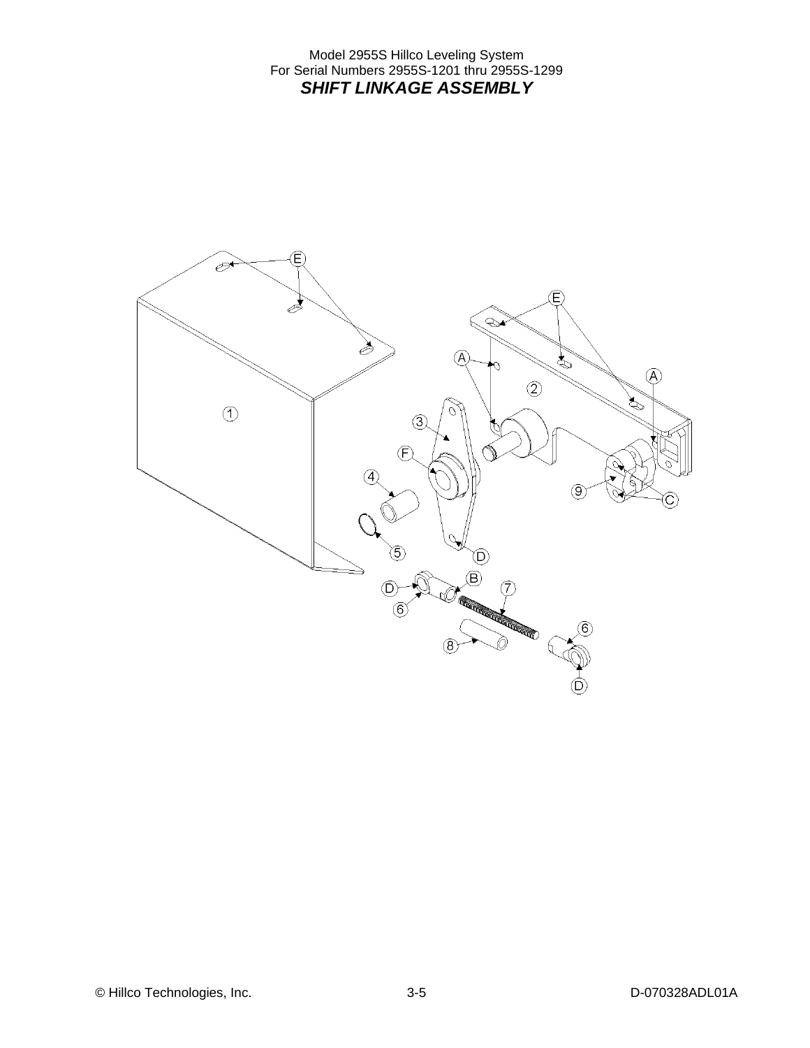Model 2955S Hillco Leveling System
For Serial Numbers 2955S-1201 thru 2955S-1299

# *SHIFT LINKAGE ASSEMBLY*

E
E
A
A
2
1
3
F
4
9
C
5
D
D
B
7
6
6
8
D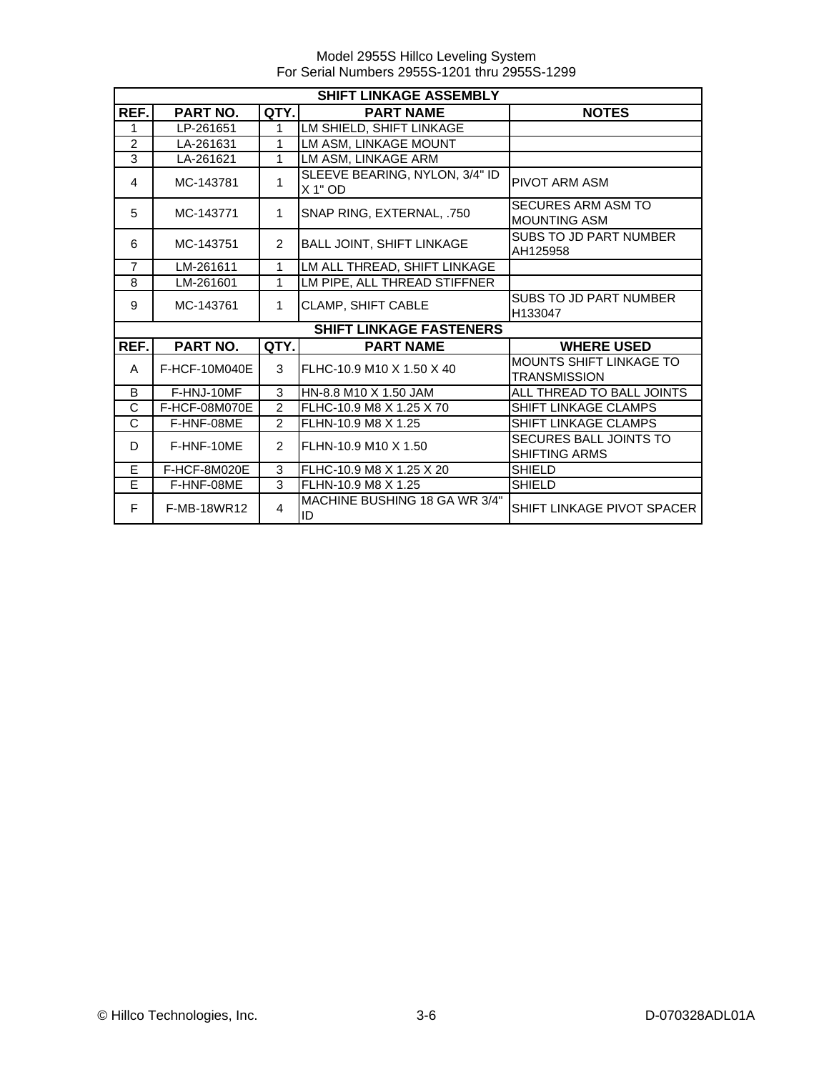Model 2955S Hillco Leveling System
For Serial Numbers 2955S-1201 thru 2955S-1299

| SHIFT LINKAGE ASSEMBLY | | | | |
|---|---|---|---|---|
| **REF.** | **PART NO.** | **QTY.** | **PART NAME** | **NOTES** |
| 1 | LP-261651 | 1 | LM SHIELD, SHIFT LINKAGE | |
| 2 | LA-261631 | 1 | LM ASM, LINKAGE MOUNT | |
| 3 | LA-261621 | 1 | LM ASM, LINKAGE ARM | |
| 4 | MC-143781 | 1 | SLEEVE BEARING, NYLON, 3/4" ID X 1" OD | PIVOT ARM ASM |
| 5 | MC-143771 | 1 | SNAP RING, EXTERNAL, .750 | SECURES ARM ASM TO MOUNTING ASM |
| 6 | MC-143751 | 2 | BALL JOINT, SHIFT LINKAGE | SUBS TO JD PART NUMBER AH125958 |
| 7 | LM-261611 | 1 | LM ALL THREAD, SHIFT LINKAGE | |
| 8 | LM-261601 | 1 | LM PIPE, ALL THREAD STIFFNER | |
| 9 | MC-143761 | 1 | CLAMP, SHIFT CABLE | SUBS TO JD PART NUMBER H133047 |
| **SHIFT LINKAGE FASTENERS** | | | | |
| **REF.** | **PART NO.** | **QTY.** | **PART NAME** | **WHERE USED** |
| A | F-HCF-10M040E | 3 | FLHC-10.9 M10 X 1.50 X 40 | MOUNTS SHIFT LINKAGE TO TRANSMISSION |
| B | F-HNJ-10MF | 3 | HN-8.8 M10 X 1.50 JAM | ALL THREAD TO BALL JOINTS |
| C | F-HCF-08M070E | 2 | FLHC-10.9 M8 X 1.25 X 70 | SHIFT LINKAGE CLAMPS |
| C | F-HNF-08ME | 2 | FLHN-10.9 M8 X 1.25 | SHIFT LINKAGE CLAMPS |
| D | F-HNF-10ME | 2 | FLHN-10.9 M10 X 1.50 | SECURES BALL JOINTS TO SHIFTING ARMS |
| E | F-HCF-8M020E | 3 | FLHC-10.9 M8 X 1.25 X 20 | SHIELD |
| E | F-HNF-08ME | 3 | FLHN-10.9 M8 X 1.25 | SHIELD |
| F | F-MB-18WR12 | 4 | MACHINE BUSHING 18 GA WR 3/4" ID | SHIFT LINKAGE PIVOT SPACER |

© Hillco Technologies, Inc. D-070328ADL01A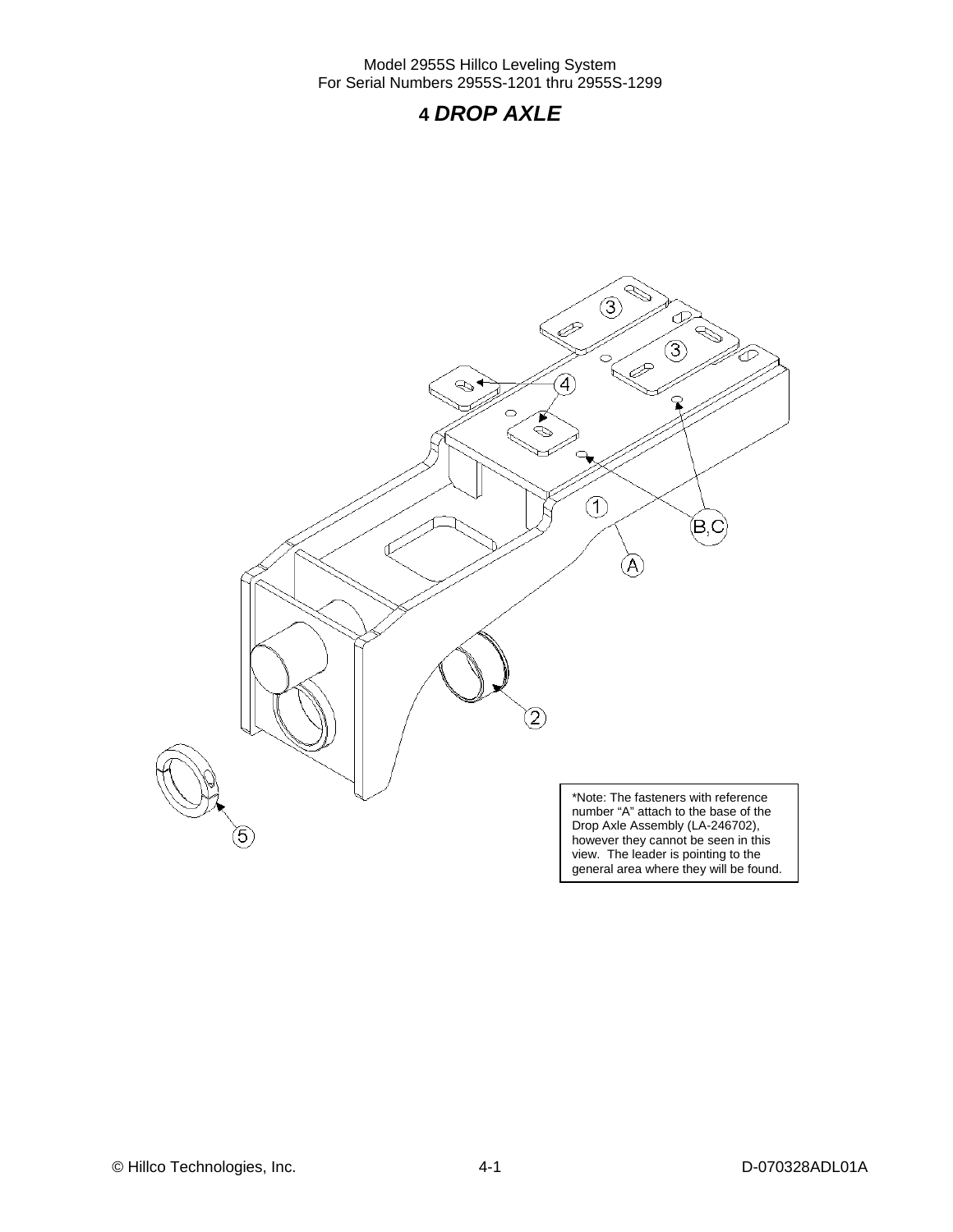# 4 *DROP AXLE*

*Note: The fasteners with reference number "A" attach to the base of the Drop Axle Assembly (LA-246702), however they cannot be seen in this view. The leader is pointing to the general area where they will be found.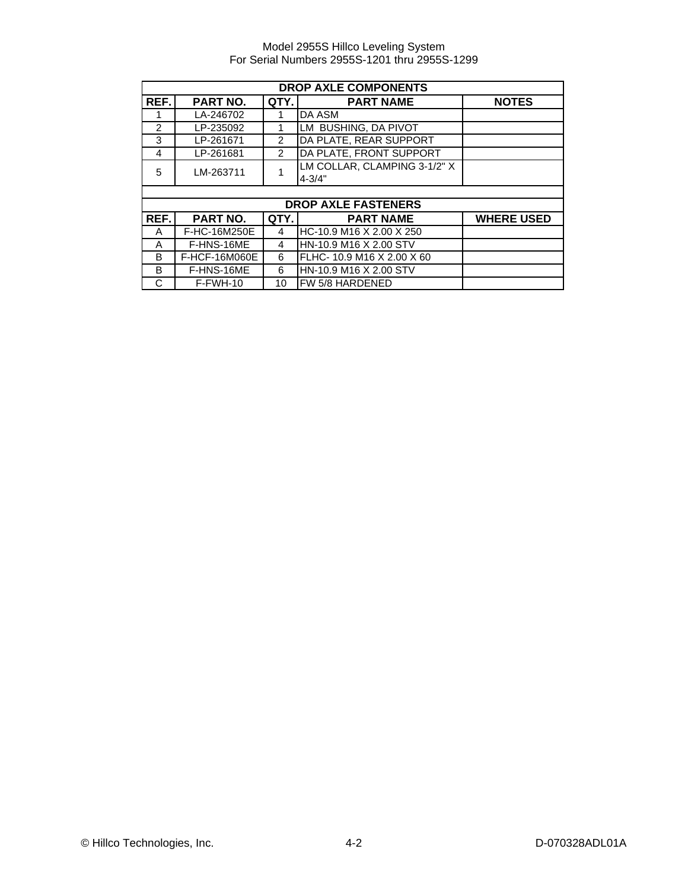## DROP AXLE COMPONENTS

| REF. | PART NO. | QTY. | PART NAME | NOTES |
|---|---|---|---|---|
| 1 | LA-246702 | 1 | DA ASM | |
| 2 | LP-235092 | 1 | LM BUSHING, DA PIVOT | |
| 3 | LP-261671 | 2 | DA PLATE, REAR SUPPORT | |
| 4 | LP-261681 | 2 | DA PLATE, FRONT SUPPORT | |
| 5 | LM-263711 | 1 | LM COLLAR, CLAMPING 3-1/2" X 4-3/4" | |

## DROP AXLE FASTENERS

| REF. | PART NO. | QTY. | PART NAME | WHERE USED |
|---|---|---|---|---|
| A | F-HC-16M250E | 4 | HC-10.9 M16 X 2.00 X 250 | |
| A | F-HNS-16ME | 4 | HN-10.9 M16 X 2.00 STV | |
| B | F-HCF-16M060E | 6 | FLHC- 10.9 M16 X 2.00 X 60 | |
| B | F-HNS-16ME | 6 | HN-10.9 M16 X 2.00 STV | |
| C | F-FWH-10 | 10 | FW 5/8 HARDENED | |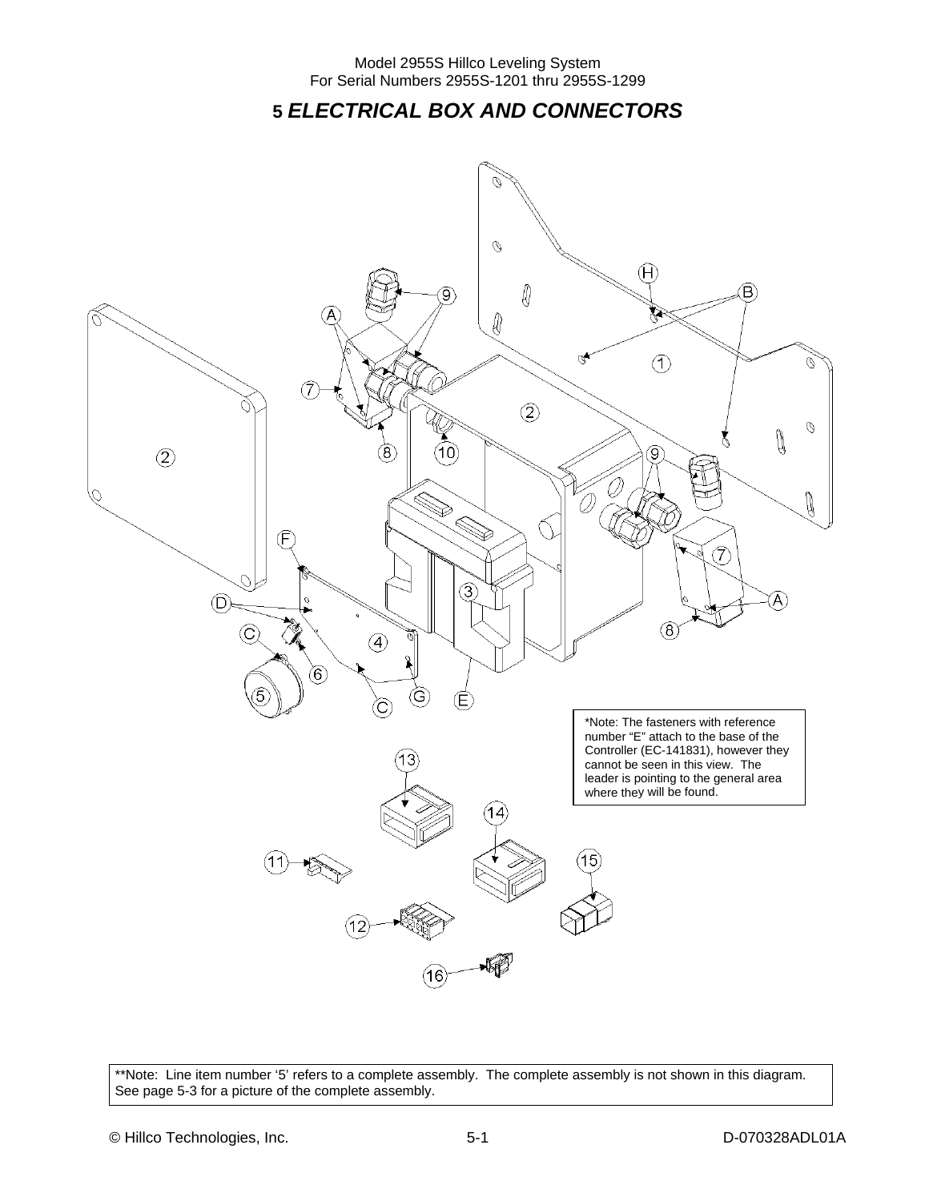# 5 *ELECTRICAL BOX AND CONNECTORS*

*Note: The fasteners with reference number "E" attach to the base of the Controller (EC-141831), however they cannot be seen in this view. The leader is pointing to the general area where they will be found.

**Note: Line item number '5' refers to a complete assembly. The complete assembly is not shown in this diagram. See page 5-3 for a picture of the complete assembly.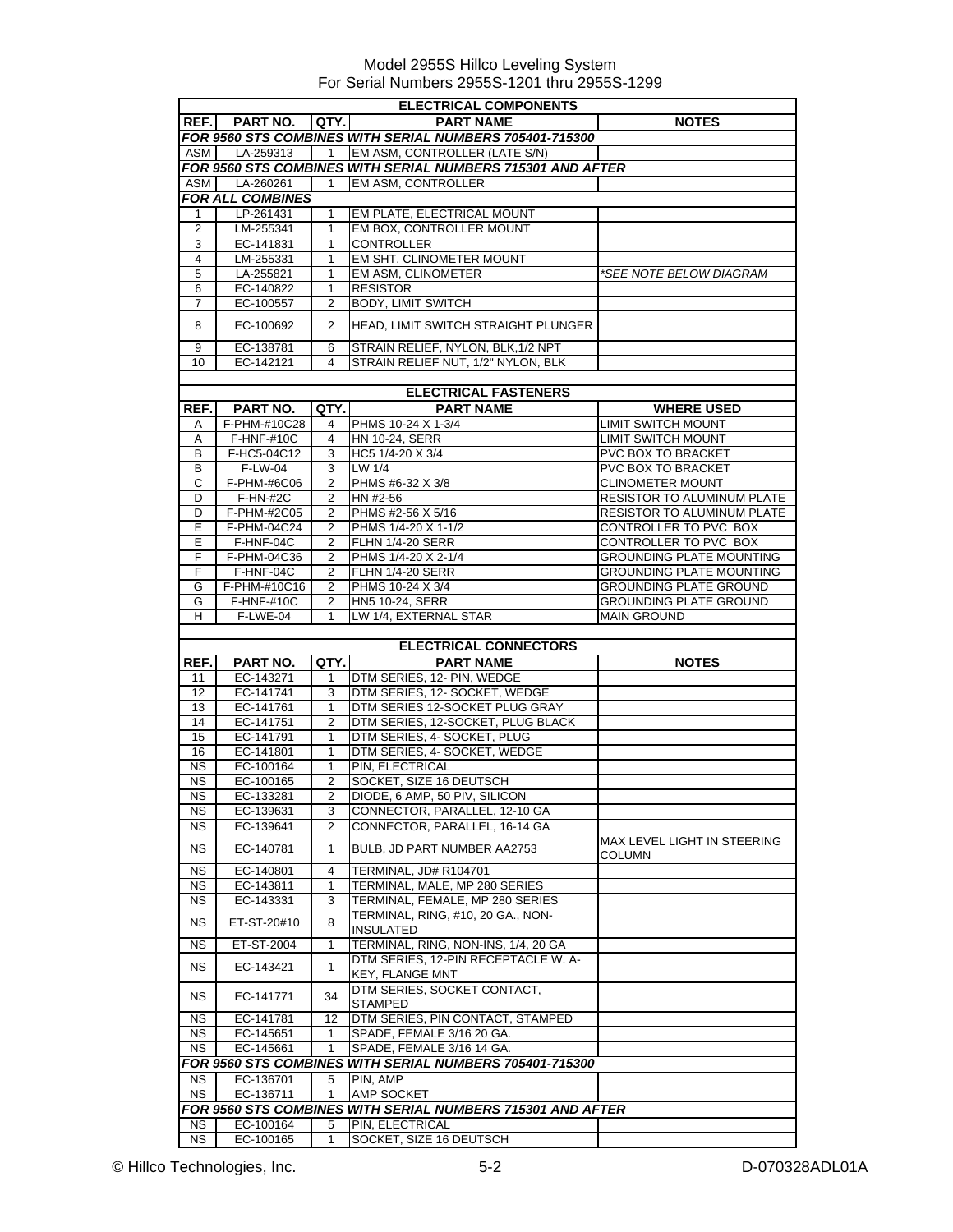Model 2955S Hillco Leveling System
For Serial Numbers 2955S-1201 thru 2955S-1299

| ELECTRICAL COMPONENTS | | | | |
|---|---|---|---|---|
| **REF.** | **PART NO.** | **QTY.** | **PART NAME** | **NOTES** |
| ***FOR 9560 STS COMBINES WITH SERIAL NUMBERS 705401-715300*** | | | | |
| ASM | LA-259313 | 1 | EM ASM, CONTROLLER (LATE S/N) | |
| ***FOR 9560 STS COMBINES WITH SERIAL NUMBERS 715301 AND AFTER*** | | | | |
| ASM | LA-260261 | 1 | EM ASM, CONTROLLER | |
| ***FOR ALL COMBINES*** | | | | |
| 1 | LP-261431 | 1 | EM PLATE, ELECTRICAL MOUNT | |
| 2 | LM-255341 | 1 | EM BOX, CONTROLLER MOUNT | |
| 3 | EC-141831 | 1 | CONTROLLER | |
| 4 | LM-255331 | 1 | EM SHT, CLINOMETER MOUNT | |
| 5 | LA-255821 | 1 | EM ASM, CLINOMETER | *\*SEE NOTE BELOW DIAGRAM* |
| 6 | EC-140822 | 1 | RESISTOR | |
| 7 | EC-100557 | 2 | BODY, LIMIT SWITCH | |
| 8 | EC-100692 | 2 | HEAD, LIMIT SWITCH STRAIGHT PLUNGER | |
| 9 | EC-138781 | 6 | STRAIN RELIEF, NYLON, BLK,1/2 NPT | |
| 10 | EC-142121 | 4 | STRAIN RELIEF NUT, 1/2" NYLON, BLK | |

| ELECTRICAL FASTENERS | | | | |
|---|---|---|---|---|
| **REF.** | **PART NO.** | **QTY.** | **PART NAME** | **WHERE USED** |
| A | F-PHM-#10C28 | 4 | PHMS 10-24 X 1-3/4 | LIMIT SWITCH MOUNT |
| A | F-HNF-#10C | 4 | HN 10-24, SERR | LIMIT SWITCH MOUNT |
| B | F-HC5-04C12 | 3 | HC5 1/4-20 X 3/4 | PVC BOX TO BRACKET |
| B | F-LW-04 | 3 | LW 1/4 | PVC BOX TO BRACKET |
| C | F-PHM-#6C06 | 2 | PHMS #6-32 X 3/8 | CLINOMETER MOUNT |
| D | F-HN-#2C | 2 | HN #2-56 | RESISTOR TO ALUMINUM PLATE |
| D | F-PHM-#2C05 | 2 | PHMS #2-56 X 5/16 | RESISTOR TO ALUMINUM PLATE |
| E | F-PHM-04C24 | 2 | PHMS 1/4-20 X 1-1/2 | CONTROLLER TO PVC BOX |
| E | F-HNF-04C | 2 | FLHN 1/4-20 SERR | CONTROLLER TO PVC BOX |
| F | F-PHM-04C36 | 2 | PHMS 1/4-20 X 2-1/4 | GROUNDING PLATE MOUNTING |
| F | F-HNF-04C | 2 | FLHN 1/4-20 SERR | GROUNDING PLATE MOUNTING |
| G | F-PHM-#10C16 | 2 | PHMS 10-24 X 3/4 | GROUNDING PLATE GROUND |
| G | F-HNF-#10C | 2 | HN5 10-24, SERR | GROUNDING PLATE GROUND |
| H | F-LWE-04 | 1 | LW 1/4, EXTERNAL STAR | MAIN GROUND |

| ELECTRICAL CONNECTORS | | | | |
|---|---|---|---|---|
| **REF.** | **PART NO.** | **QTY.** | **PART NAME** | **NOTES** |
| 11 | EC-143271 | 1 | DTM SERIES, 12- PIN, WEDGE | |
| 12 | EC-141741 | 3 | DTM SERIES, 12- SOCKET, WEDGE | |
| 13 | EC-141761 | 1 | DTM SERIES 12-SOCKET PLUG GRAY | |
| 14 | EC-141751 | 2 | DTM SERIES, 12-SOCKET, PLUG BLACK | |
| 15 | EC-141791 | 1 | DTM SERIES, 4- SOCKET, PLUG | |
| 16 | EC-141801 | 1 | DTM SERIES, 4- SOCKET, WEDGE | |
| NS | EC-100164 | 1 | PIN, ELECTRICAL | |
| NS | EC-100165 | 2 | SOCKET, SIZE 16 DEUTSCH | |
| NS | EC-133281 | 2 | DIODE, 6 AMP, 50 PIV, SILICON | |
| NS | EC-139631 | 3 | CONNECTOR, PARALLEL, 12-10 GA | |
| NS | EC-139641 | 2 | CONNECTOR, PARALLEL, 16-14 GA | |
| NS | EC-140781 | 1 | BULB, JD PART NUMBER AA2753 | MAX LEVEL LIGHT IN STEERING COLUMN |
| NS | EC-140801 | 4 | TERMINAL, JD# R104701 | |
| NS | EC-143811 | 1 | TERMINAL, MALE, MP 280 SERIES | |
| NS | EC-143331 | 3 | TERMINAL, FEMALE, MP 280 SERIES | |
| NS | ET-ST-20#10 | 8 | TERMINAL, RING, #10, 20 GA., NON-INSULATED | |
| NS | ET-ST-2004 | 1 | TERMINAL, RING, NON-INS, 1/4, 20 GA | |
| NS | EC-143421 | 1 | DTM SERIES, 12-PIN RECEPTACLE W. A-KEY, FLANGE MNT | |
| NS | EC-141771 | 34 | DTM SERIES, SOCKET CONTACT, STAMPED | |
| NS | EC-141781 | 12 | DTM SERIES, PIN CONTACT, STAMPED | |
| NS | EC-145651 | 1 | SPADE, FEMALE 3/16 20 GA. | |
| NS | EC-145661 | 1 | SPADE, FEMALE 3/16 14 GA. | |
| ***FOR 9560 STS COMBINES WITH SERIAL NUMBERS 705401-715300*** | | | | |
| NS | EC-136701 | 5 | PIN, AMP | |
| NS | EC-136711 | 1 | AMP SOCKET | |
| ***FOR 9560 STS COMBINES WITH SERIAL NUMBERS 715301 AND AFTER*** | | | | |
| NS | EC-100164 | 5 | PIN, ELECTRICAL | |
| NS | EC-100165 | 1 | SOCKET, SIZE 16 DEUTSCH | |

© Hillco Technologies, Inc. D-070328ADL01A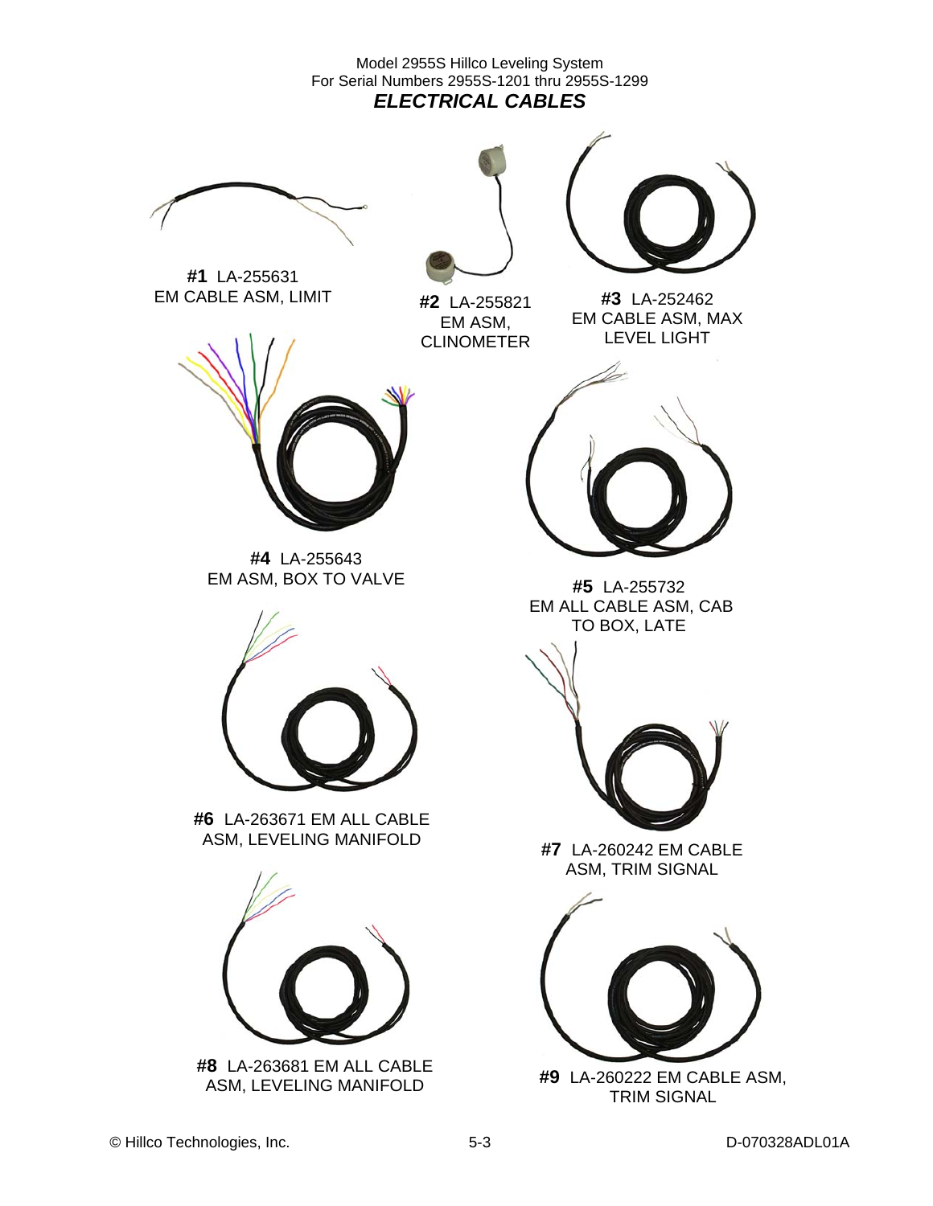Model 2955S Hillco Leveling System
For Serial Numbers 2955S-1201 thru 2955S-1299

## *ELECTRICAL CABLES*

**#1** LA-255631
EM CABLE ASM, LIMIT

**#2** LA-255821
EM ASM,
CLINOMETER

**#3** LA-252462
EM CABLE ASM, MAX
LEVEL LIGHT

**#4** LA-255643
EM ASM, BOX TO VALVE

**#5** LA-255732
EM ALL CABLE ASM, CAB
TO BOX, LATE

**#6** LA-263671 EM ALL CABLE
ASM, LEVELING MANIFOLD

**#7** LA-260242 EM CABLE
ASM, TRIM SIGNAL

**#8** LA-263681 EM ALL CABLE
ASM, LEVELING MANIFOLD

**#9** LA-260222 EM CABLE ASM,
TRIM SIGNAL

© Hillco Technologies, Inc. D-070328ADL01A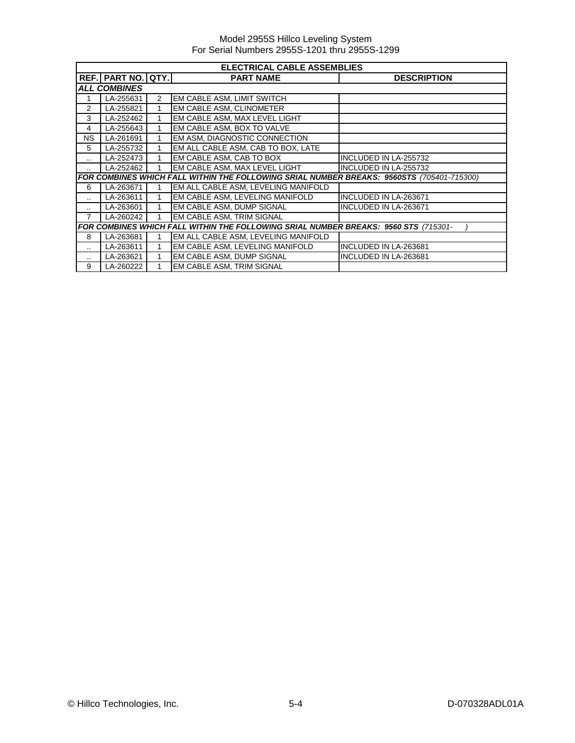| ELECTRICAL CABLE ASSEMBLIES | | | | |
|---|---|---|---|---|
| **REF.** | **PART NO.** | **QTY.** | **PART NAME** | **DESCRIPTION** |
| ***ALL COMBINES*** | | | | |
| 1 | LA-255631 | 2 | EM CABLE ASM, LIMIT SWITCH | |
| 2 | LA-255821 | 1 | EM CABLE ASM, CLINOMETER | |
| 3 | LA-252462 | 1 | EM CABLE ASM, MAX LEVEL LIGHT | |
| 4 | LA-255643 | 1 | EM CABLE ASM, BOX TO VALVE | |
| NS | LA-261691 | 1 | EM ASM, DIAGNOSTIC CONNECTION | |
| 5 | LA-255732 | 1 | EM ALL CABLE ASM, CAB TO BOX, LATE | |
| .. | LA-252473 | 1 | EM CABLE ASM, CAB TO BOX | INCLUDED IN LA-255732 |
| .. | LA-252462 | 1 | EM CABLE ASM, MAX LEVEL LIGHT | INCLUDED IN LA-255732 |
| ***FOR COMBINES WHICH FALL WITHIN THE FOLLOWING SRIAL NUMBER BREAKS: 9560STS** (705401-715300)* | | | | |
| 6 | LA-263671 | 1 | EM ALL CABLE ASM, LEVELING MANIFOLD | |
| .. | LA-263611 | 1 | EM CABLE ASM, LEVELING MANIFOLD | INCLUDED IN LA-263671 |
| .. | LA-263601 | 1 | EM CABLE ASM, DUMP SIGNAL | INCLUDED IN LA-263671 |
| 7 | LA-260242 | 1 | EM CABLE ASM, TRIM SIGNAL | |
| ***FOR COMBINES WHICH FALL WITHIN THE FOLLOWING SRIAL NUMBER BREAKS: 9560 STS** (715301- )* | | | | |
| 8 | LA-263681 | 1 | EM ALL CABLE ASM, LEVELING MANIFOLD | |
| .. | LA-263611 | 1 | EM CABLE ASM, LEVELING MANIFOLD | INCLUDED IN LA-263681 |
| .. | LA-263621 | 1 | EM CABLE ASM, DUMP SIGNAL | INCLUDED IN LA-263681 |
| 9 | LA-260222 | 1 | EM CABLE ASM, TRIM SIGNAL | |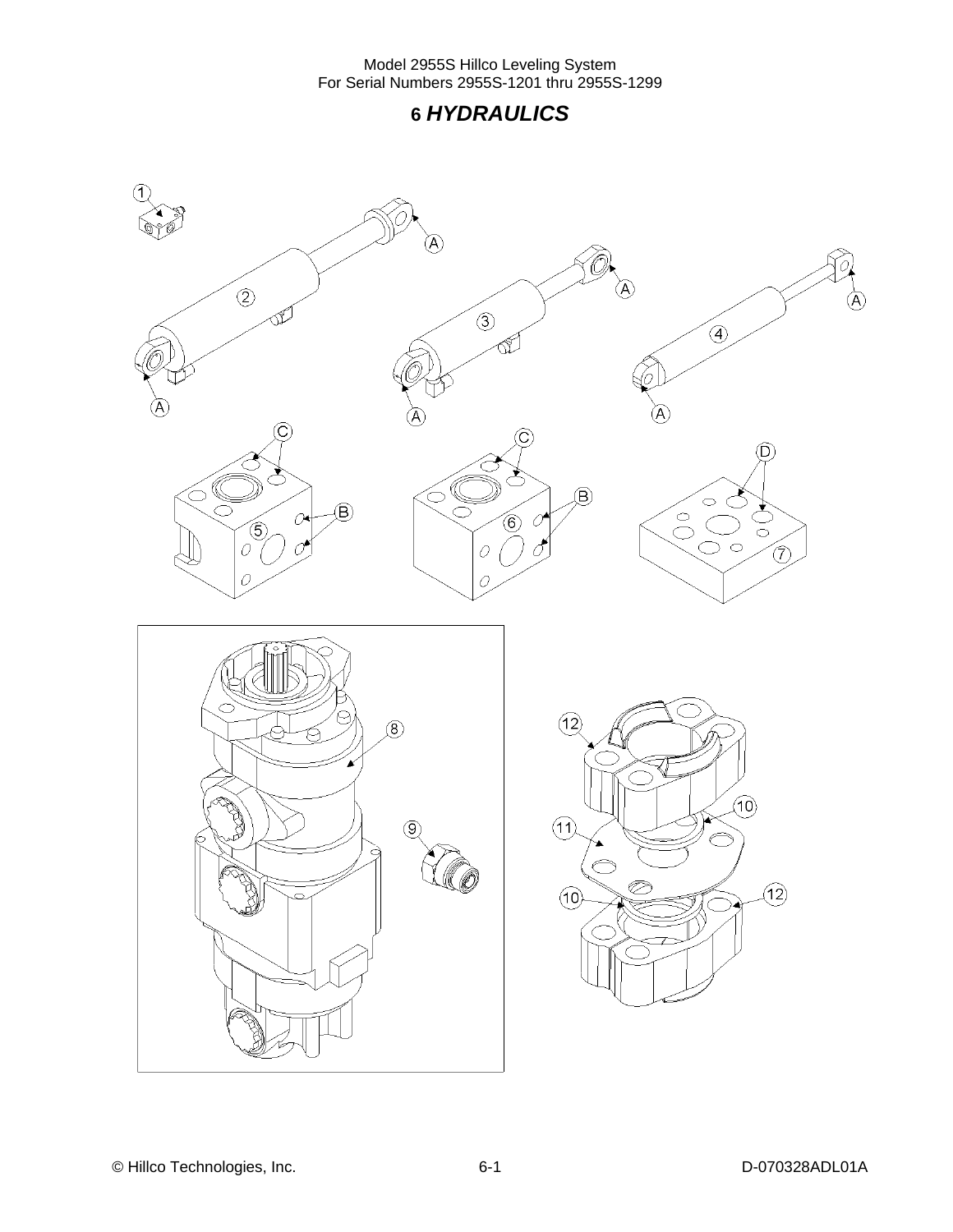# 6 HYDRAULICS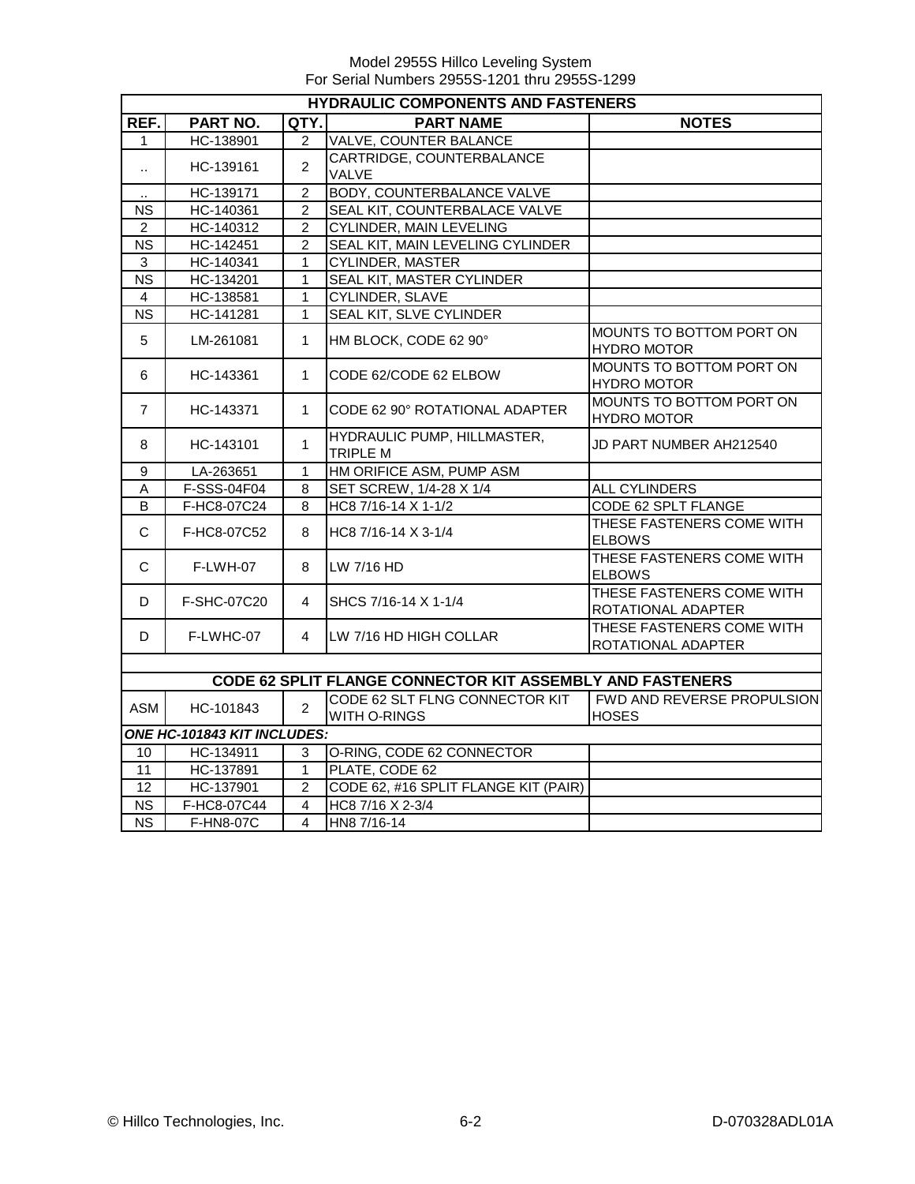Model 2955S Hillco Leveling System
For Serial Numbers 2955S-1201 thru 2955S-1299

| HYDRAULIC COMPONENTS AND FASTENERS | | | | |
|---|---|---|---|---|
| **REF.** | **PART NO.** | **QTY.** | **PART NAME** | **NOTES** |
| 1 | HC-138901 | 2 | VALVE, COUNTER BALANCE | |
| .. | HC-139161 | 2 | CARTRIDGE, COUNTERBALANCE VALVE | |
| .. | HC-139171 | 2 | BODY, COUNTERBALANCE VALVE | |
| NS | HC-140361 | 2 | SEAL KIT, COUNTERBALACE VALVE | |
| 2 | HC-140312 | 2 | CYLINDER, MAIN LEVELING | |
| NS | HC-142451 | 2 | SEAL KIT, MAIN LEVELING CYLINDER | |
| 3 | HC-140341 | 1 | CYLINDER, MASTER | |
| NS | HC-134201 | 1 | SEAL KIT, MASTER CYLINDER | |
| 4 | HC-138581 | 1 | CYLINDER, SLAVE | |
| NS | HC-141281 | 1 | SEAL KIT, SLVE CYLINDER | |
| 5 | LM-261081 | 1 | HM BLOCK, CODE 62 90° | MOUNTS TO BOTTOM PORT ON HYDRO MOTOR |
| 6 | HC-143361 | 1 | CODE 62/CODE 62 ELBOW | MOUNTS TO BOTTOM PORT ON HYDRO MOTOR |
| 7 | HC-143371 | 1 | CODE 62 90° ROTATIONAL ADAPTER | MOUNTS TO BOTTOM PORT ON HYDRO MOTOR |
| 8 | HC-143101 | 1 | HYDRAULIC PUMP, HILLMASTER, TRIPLE M | JD PART NUMBER AH212540 |
| 9 | LA-263651 | 1 | HM ORIFICE ASM, PUMP ASM | |
| A | F-SSS-04F04 | 8 | SET SCREW, 1/4-28 X 1/4 | ALL CYLINDERS |
| B | F-HC8-07C24 | 8 | HC8 7/16-14 X 1-1/2 | CODE 62 SPLT FLANGE |
| C | F-HC8-07C52 | 8 | HC8 7/16-14 X 3-1/4 | THESE FASTENERS COME WITH ELBOWS |
| C | F-LWH-07 | 8 | LW 7/16 HD | THESE FASTENERS COME WITH ELBOWS |
| D | F-SHC-07C20 | 4 | SHCS 7/16-14 X 1-1/4 | THESE FASTENERS COME WITH ROTATIONAL ADAPTER |
| D | F-LWHC-07 | 4 | LW 7/16 HD HIGH COLLAR | THESE FASTENERS COME WITH ROTATIONAL ADAPTER |

| CODE 62 SPLIT FLANGE CONNECTOR KIT ASSEMBLY AND FASTENERS | | | | |
|---|---|---|---|---|
| ASM | HC-101843 | 2 | CODE 62 SLT FLNG CONNECTOR KIT WITH O-RINGS | FWD AND REVERSE PROPULSION HOSES |
| ***ONE HC-101843 KIT INCLUDES:*** | | | | |
| 10 | HC-134911 | 3 | O-RING, CODE 62 CONNECTOR | |
| 11 | HC-137891 | 1 | PLATE, CODE 62 | |
| 12 | HC-137901 | 2 | CODE 62, #16 SPLIT FLANGE KIT (PAIR) | |
| NS | F-HC8-07C44 | 4 | HC8 7/16 X 2-3/4 | |
| NS | F-HN8-07C | 4 | HN8 7/16-14 | |

© Hillco Technologies, Inc. 6-2 D-070328ADL01A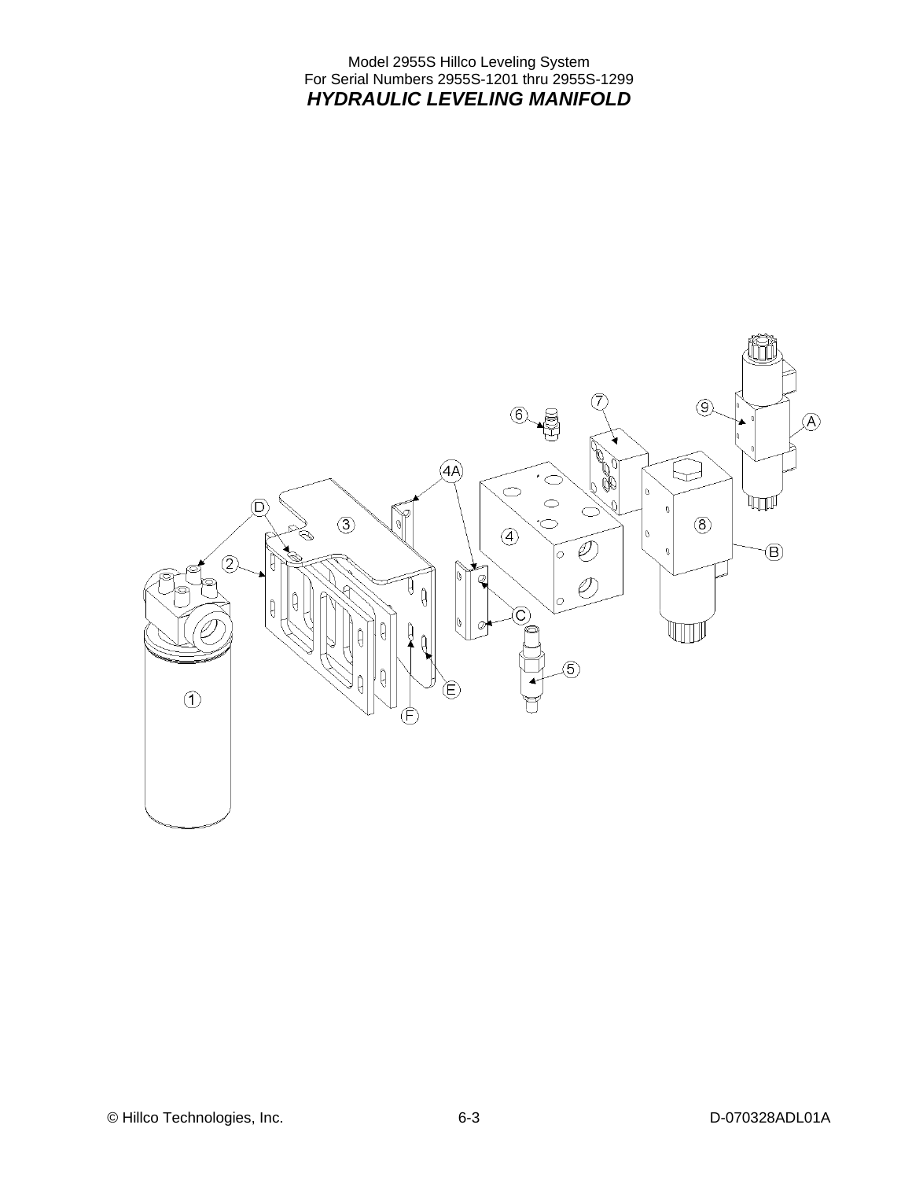# *HYDRAULIC LEVELING MANIFOLD*

1
2
3
4
4A
5
6
7
8
9
A
B
C
D
E
F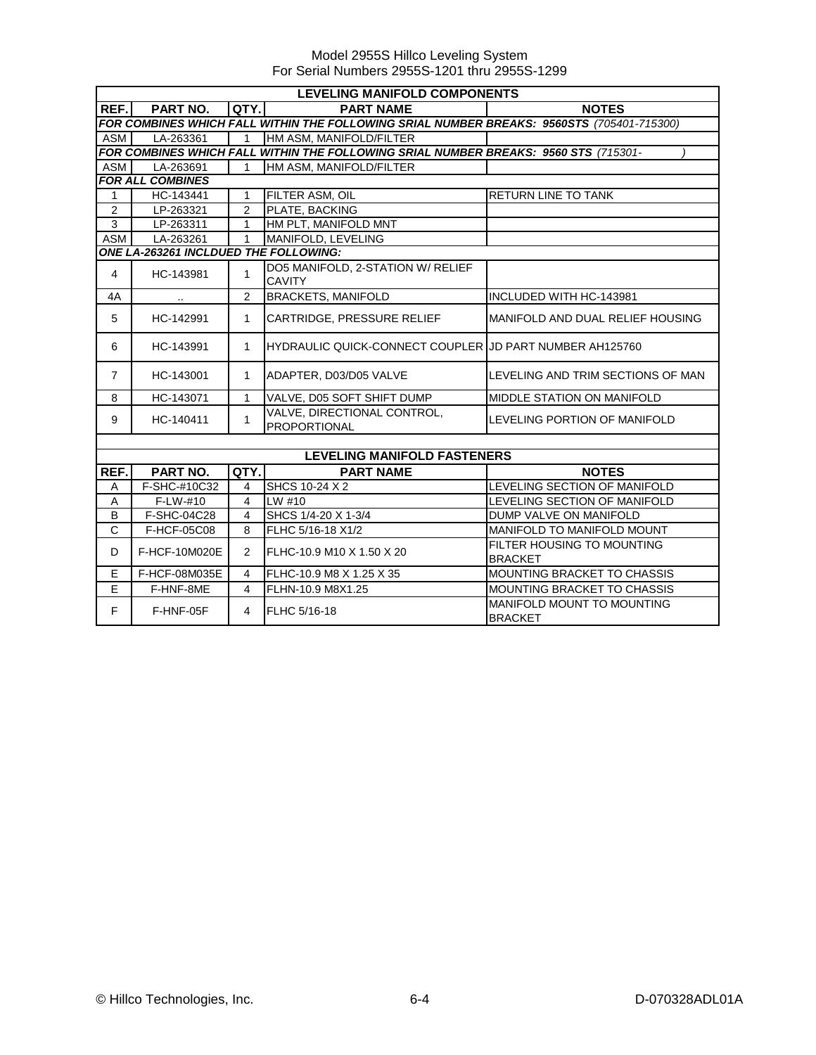Model 2955S Hillco Leveling System
For Serial Numbers 2955S-1201 thru 2955S-1299

| LEVELING MANIFOLD COMPONENTS | | | | |
|---|---|---|---|---|
| **REF.** | **PART NO.** | **QTY.** | **PART NAME** | **NOTES** |
| ***FOR COMBINES WHICH FALL WITHIN THE FOLLOWING SRIAL NUMBER BREAKS: 9560STS** *(705401-715300)* | | | | |
| ASM | LA-263361 | 1 | HM ASM, MANIFOLD/FILTER | |
| ***FOR COMBINES WHICH FALL WITHIN THE FOLLOWING SRIAL NUMBER BREAKS: 9560 STS** *(715301- )* | | | | |
| ASM | LA-263691 | 1 | HM ASM, MANIFOLD/FILTER | |
| ***FOR ALL COMBINES*** | | | | |
| 1 | HC-143441 | 1 | FILTER ASM, OIL | RETURN LINE TO TANK |
| 2 | LP-263321 | 2 | PLATE, BACKING | |
| 3 | LP-263311 | 1 | HM PLT, MANIFOLD MNT | |
| ASM | LA-263261 | 1 | MANIFOLD, LEVELING | |
| ***ONE LA-263261 INCLDUED THE FOLLOWING:*** | | | | |
| 4 | HC-143981 | 1 | DO5 MANIFOLD, 2-STATION W/ RELIEF CAVITY | |
| 4A | .. | 2 | BRACKETS, MANIFOLD | INCLUDED WITH HC-143981 |
| 5 | HC-142991 | 1 | CARTRIDGE, PRESSURE RELIEF | MANIFOLD AND DUAL RELIEF HOUSING |
| 6 | HC-143991 | 1 | HYDRAULIC QUICK-CONNECT COUPLER | JD PART NUMBER AH125760 |
| 7 | HC-143001 | 1 | ADAPTER, D03/D05 VALVE | LEVELING AND TRIM SECTIONS OF MAN |
| 8 | HC-143071 | 1 | VALVE, D05 SOFT SHIFT DUMP | MIDDLE STATION ON MANIFOLD |
| 9 | HC-140411 | 1 | VALVE, DIRECTIONAL CONTROL, PROPORTIONAL | LEVELING PORTION OF MANIFOLD |

| LEVELING MANIFOLD FASTENERS | | | | |
|---|---|---|---|---|
| **REF.** | **PART NO.** | **QTY.** | **PART NAME** | **NOTES** |
| A | F-SHC-#10C32 | 4 | SHCS 10-24 X 2 | LEVELING SECTION OF MANIFOLD |
| A | F-LW-#10 | 4 | LW #10 | LEVELING SECTION OF MANIFOLD |
| B | F-SHC-04C28 | 4 | SHCS 1/4-20 X 1-3/4 | DUMP VALVE ON MANIFOLD |
| C | F-HCF-05C08 | 8 | FLHC 5/16-18 X1/2 | MANIFOLD TO MANIFOLD MOUNT |
| D | F-HCF-10M020E | 2 | FLHC-10.9 M10 X 1.50 X 20 | FILTER HOUSING TO MOUNTING BRACKET |
| E | F-HCF-08M035E | 4 | FLHC-10.9 M8 X 1.25 X 35 | MOUNTING BRACKET TO CHASSIS |
| E | F-HNF-8ME | 4 | FLHN-10.9 M8X1.25 | MOUNTING BRACKET TO CHASSIS |
| F | F-HNF-05F | 4 | FLHC 5/16-18 | MANIFOLD MOUNT TO MOUNTING BRACKET |

© Hillco Technologies, Inc. 6-4 D-070328ADL01A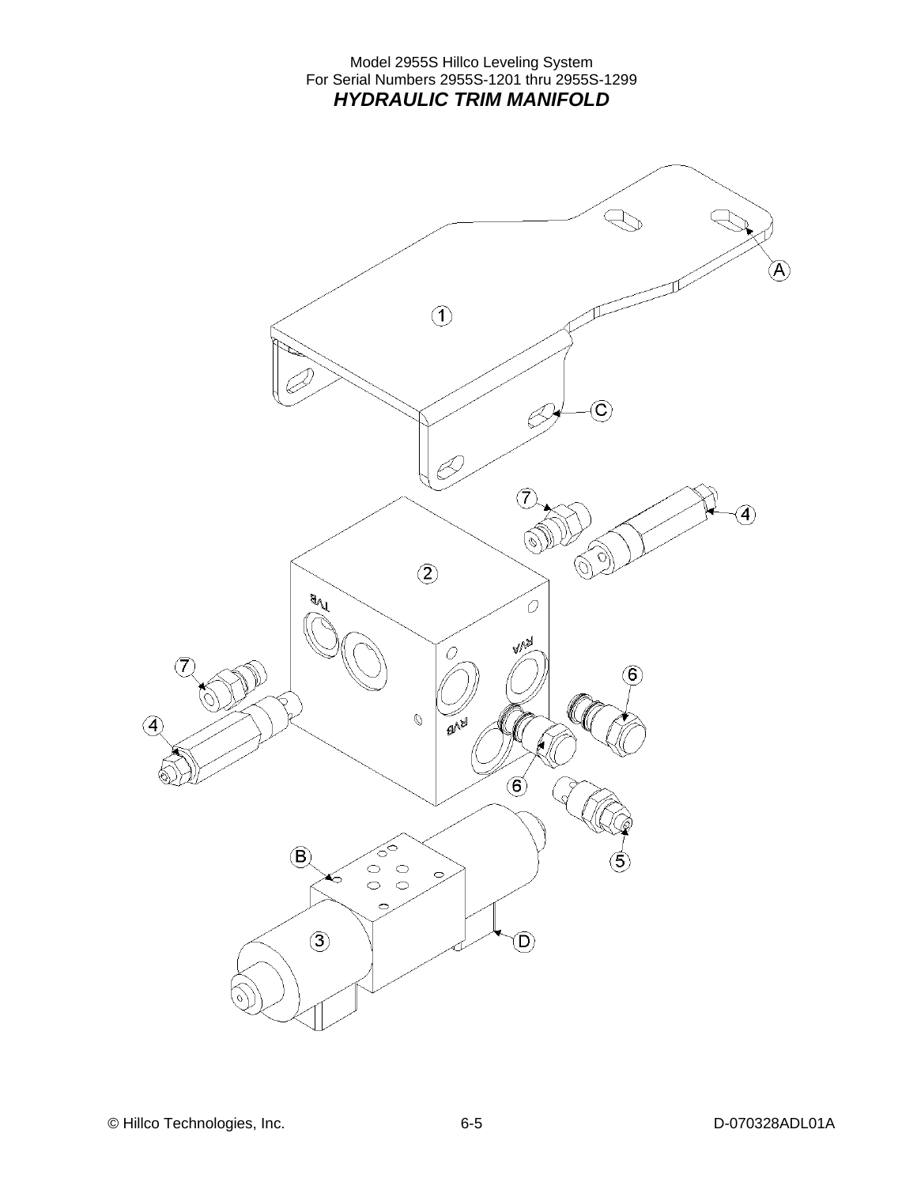Model 2955S Hillco Leveling System
For Serial Numbers 2955S-1201 thru 2955S-1299

## *HYDRAULIC TRIM MANIFOLD*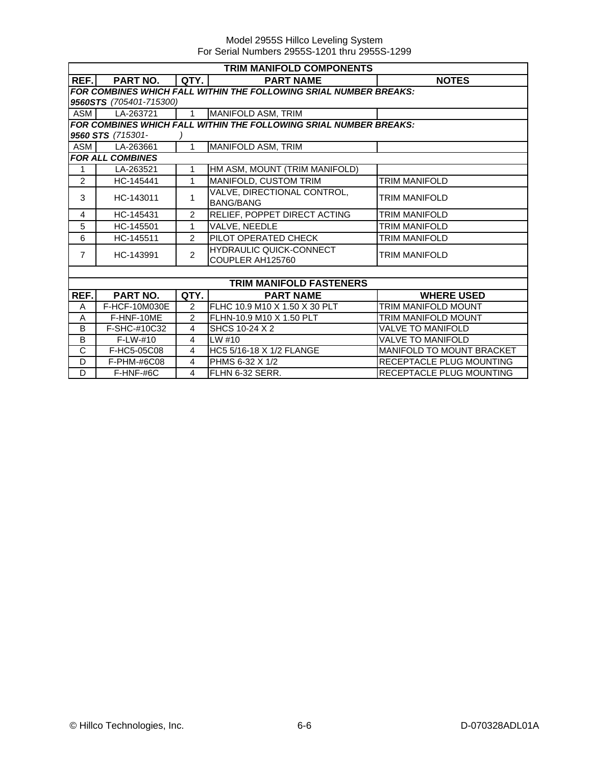| TRIM MANIFOLD COMPONENTS | | | | |
|---|---|---|---|---|
| REF. | PART NO. | QTY. | PART NAME | NOTES |
| ***FOR COMBINES WHICH FALL WITHIN THE FOLLOWING SRIAL NUMBER BREAKS:*** | | | | |
| ***9560STS*** *(705401-715300)* | | | | |
| ASM | LA-263721 | 1 | MANIFOLD ASM, TRIM | |
| ***FOR COMBINES WHICH FALL WITHIN THE FOLLOWING SRIAL NUMBER BREAKS:*** | | | | |
| ***9560 STS*** *(715301- )* | | | | |
| ASM | LA-263661 | 1 | MANIFOLD ASM, TRIM | |
| ***FOR ALL COMBINES*** | | | | |
| 1 | LA-263521 | 1 | HM ASM, MOUNT (TRIM MANIFOLD) | |
| 2 | HC-145441 | 1 | MANIFOLD, CUSTOM TRIM | TRIM MANIFOLD |
| 3 | HC-143011 | 1 | VALVE, DIRECTIONAL CONTROL, BANG/BANG | TRIM MANIFOLD |
| 4 | HC-145431 | 2 | RELIEF, POPPET DIRECT ACTING | TRIM MANIFOLD |
| 5 | HC-145501 | 1 | VALVE, NEEDLE | TRIM MANIFOLD |
| 6 | HC-145511 | 2 | PILOT OPERATED CHECK | TRIM MANIFOLD |
| 7 | HC-143991 | 2 | HYDRAULIC QUICK-CONNECT COUPLER AH125760 | TRIM MANIFOLD |

| TRIM MANIFOLD FASTENERS | | | | |
|---|---|---|---|---|
| REF. | PART NO. | QTY. | PART NAME | WHERE USED |
| A | F-HCF-10M030E | 2 | FLHC 10.9 M10 X 1.50 X 30 PLT | TRIM MANIFOLD MOUNT |
| A | F-HNF-10ME | 2 | FLHN-10.9 M10 X 1.50 PLT | TRIM MANIFOLD MOUNT |
| B | F-SHC-#10C32 | 4 | SHCS 10-24 X 2 | VALVE TO MANIFOLD |
| B | F-LW-#10 | 4 | LW #10 | VALVE TO MANIFOLD |
| C | F-HC5-05C08 | 4 | HC5 5/16-18 X 1/2 FLANGE | MANIFOLD TO MOUNT BRACKET |
| D | F-PHM-#6C08 | 4 | PHMS 6-32 X 1/2 | RECEPTACLE PLUG MOUNTING |
| D | F-HNF-#6C | 4 | FLHN 6-32 SERR. | RECEPTACLE PLUG MOUNTING |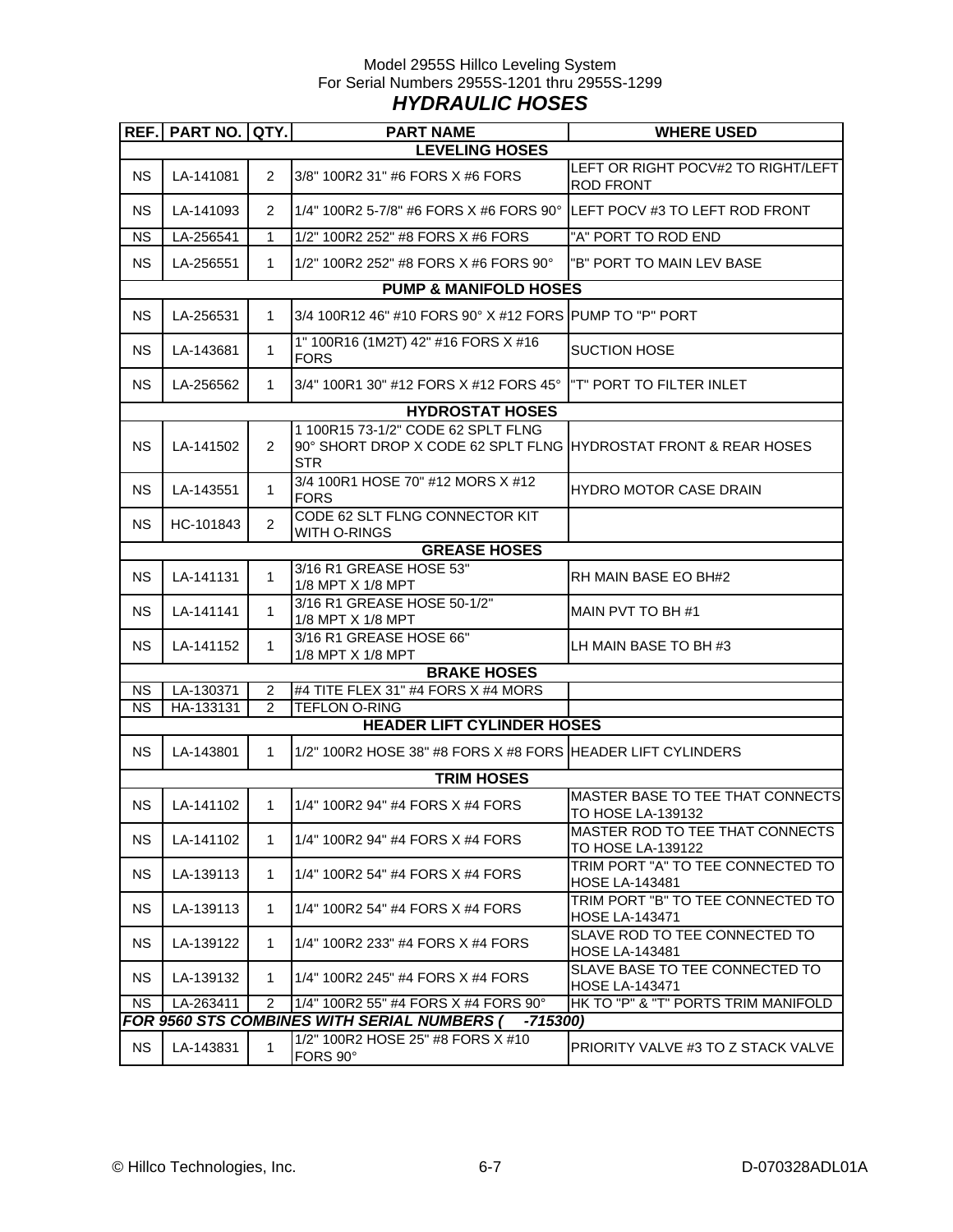Model 2955S Hillco Leveling System
For Serial Numbers 2955S-1201 thru 2955S-1299

## *HYDRAULIC HOSES*

| REF. | PART NO. | QTY. | PART NAME | WHERE USED |
|---|---|---|---|---|
| | | | **LEVELING HOSES** | |
| NS | LA-141081 | 2 | 3/8" 100R2 31" #6 FORS X #6 FORS | LEFT OR RIGHT POCV#2 TO RIGHT/LEFT ROD FRONT |
| NS | LA-141093 | 2 | 1/4" 100R2 5-7/8" #6 FORS X #6 FORS 90° | LEFT POCV #3 TO LEFT ROD FRONT |
| NS | LA-256541 | 1 | 1/2" 100R2 252" #8 FORS X #6 FORS | "A" PORT TO ROD END |
| NS | LA-256551 | 1 | 1/2" 100R2 252" #8 FORS X #6 FORS 90° | "B" PORT TO MAIN LEV BASE |
| | | | **PUMP & MANIFOLD HOSES** | |
| NS | LA-256531 | 1 | 3/4 100R12 46" #10 FORS 90° X #12 FORS | PUMP TO "P" PORT |
| NS | LA-143681 | 1 | 1" 100R16 (1M2T) 42" #16 FORS X #16 FORS | SUCTION HOSE |
| NS | LA-256562 | 1 | 3/4" 100R1 30" #12 FORS X #12 FORS 45° | "T" PORT TO FILTER INLET |
| | | | **HYDROSTAT HOSES** | |
| NS | LA-141502 | 2 | 1 100R15 73-1/2" CODE 62 SPLT FLNG 90° SHORT DROP X CODE 62 SPLT FLNG STR | HYDROSTAT FRONT & REAR HOSES |
| NS | LA-143551 | 1 | 3/4 100R1 HOSE 70" #12 MORS X #12 FORS | HYDRO MOTOR CASE DRAIN |
| NS | HC-101843 | 2 | CODE 62 SLT FLNG CONNECTOR KIT WITH O-RINGS | |
| | | | **GREASE HOSES** | |
| NS | LA-141131 | 1 | 3/16 R1 GREASE HOSE 53" 1/8 MPT X 1/8 MPT | RH MAIN BASE EO BH#2 |
| NS | LA-141141 | 1 | 3/16 R1 GREASE HOSE 50-1/2" 1/8 MPT X 1/8 MPT | MAIN PVT TO BH #1 |
| NS | LA-141152 | 1 | 3/16 R1 GREASE HOSE 66" 1/8 MPT X 1/8 MPT | LH MAIN BASE TO BH #3 |
| | | | **BRAKE HOSES** | |
| NS | LA-130371 | 2 | #4 TITE FLEX 31" #4 FORS X #4 MORS | |
| NS | HA-133131 | 2 | TEFLON O-RING | |
| | | | **HEADER LIFT CYLINDER HOSES** | |
| NS | LA-143801 | 1 | 1/2" 100R2 HOSE 38" #8 FORS X #8 FORS | HEADER LIFT CYLINDERS |
| | | | **TRIM HOSES** | |
| NS | LA-141102 | 1 | 1/4" 100R2 94" #4 FORS X #4 FORS | MASTER BASE TO TEE THAT CONNECTS TO HOSE LA-139132 |
| NS | LA-141102 | 1 | 1/4" 100R2 94" #4 FORS X #4 FORS | MASTER ROD TO TEE THAT CONNECTS TO HOSE LA-139122 |
| NS | LA-139113 | 1 | 1/4" 100R2 54" #4 FORS X #4 FORS | TRIM PORT "A" TO TEE CONNECTED TO HOSE LA-143481 |
| NS | LA-139113 | 1 | 1/4" 100R2 54" #4 FORS X #4 FORS | TRIM PORT "B" TO TEE CONNECTED TO HOSE LA-143471 |
| NS | LA-139122 | 1 | 1/4" 100R2 233" #4 FORS X #4 FORS | SLAVE ROD TO TEE CONNECTED TO HOSE LA-143481 |
| NS | LA-139132 | 1 | 1/4" 100R2 245" #4 FORS X #4 FORS | SLAVE BASE TO TEE CONNECTED TO HOSE LA-143471 |
| NS | LA-263411 | 2 | 1/4" 100R2 55" #4 FORS X #4 FORS 90° | HK TO "P" & "T" PORTS TRIM MANIFOLD |
| | | | ***FOR 9560 STS COMBINES WITH SERIAL NUMBERS ( -715300)*** | |
| NS | LA-143831 | 1 | 1/2" 100R2 HOSE 25" #8 FORS X #10 FORS 90° | PRIORITY VALVE #3 TO Z STACK VALVE |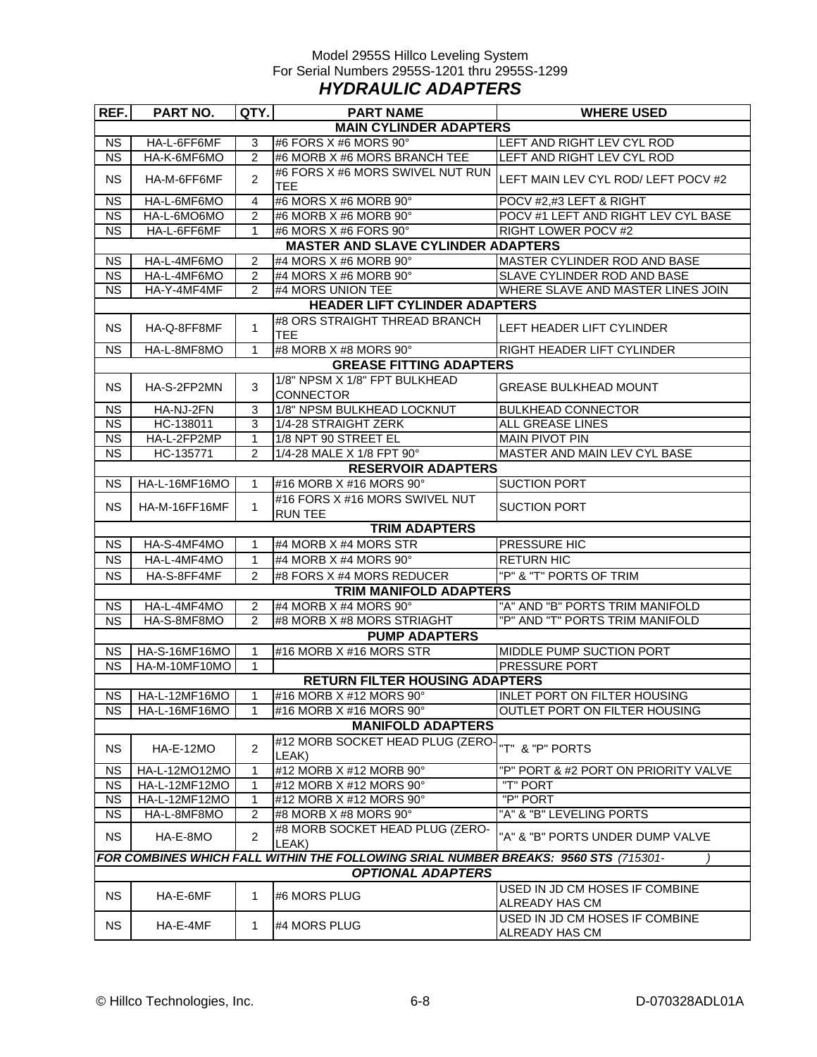Model 2955S Hillco Leveling System
For Serial Numbers 2955S-1201 thru 2955S-1299

## *HYDRAULIC ADAPTERS*

| REF. | PART NO. | QTY. | PART NAME | WHERE USED |
|---|---|---|---|---|
| **MAIN CYLINDER ADAPTERS** | | | | |
| NS | HA-L-6FF6MF | 3 | #6 FORS X #6 MORS 90° | LEFT AND RIGHT LEV CYL ROD |
| NS | HA-K-6MF6MO | 2 | #6 MORB X #6 MORS BRANCH TEE | LEFT AND RIGHT LEV CYL ROD |
| NS | HA-M-6FF6MF | 2 | #6 FORS X #6 MORS SWIVEL NUT RUN TEE | LEFT MAIN LEV CYL ROD/ LEFT POCV #2 |
| NS | HA-L-6MF6MO | 4 | #6 MORS X #6 MORB 90° | POCV #2,#3 LEFT & RIGHT |
| NS | HA-L-6MO6MO | 2 | #6 MORB X #6 MORB 90° | POCV #1 LEFT AND RIGHT LEV CYL BASE |
| NS | HA-L-6FF6MF | 1 | #6 MORS X #6 FORS 90° | RIGHT LOWER POCV #2 |
| **MASTER AND SLAVE CYLINDER ADAPTERS** | | | | |
| NS | HA-L-4MF6MO | 2 | #4 MORS X #6 MORB 90° | MASTER CYLINDER ROD AND BASE |
| NS | HA-L-4MF6MO | 2 | #4 MORS X #6 MORB 90° | SLAVE CYLINDER ROD AND BASE |
| NS | HA-Y-4MF4MF | 2 | #4 MORS UNION TEE | WHERE SLAVE AND MASTER LINES JOIN |
| **HEADER LIFT CYLINDER ADAPTERS** | | | | |
| NS | HA-Q-8FF8MF | 1 | #8 ORS STRAIGHT THREAD BRANCH TEE | LEFT HEADER LIFT CYLINDER |
| NS | HA-L-8MF8MO | 1 | #8 MORB X #8 MORS 90° | RIGHT HEADER LIFT CYLINDER |
| **GREASE FITTING ADAPTERS** | | | | |
| NS | HA-S-2FP2MN | 3 | 1/8" NPSM X 1/8" FPT BULKHEAD CONNECTOR | GREASE BULKHEAD MOUNT |
| NS | HA-NJ-2FN | 3 | 1/8" NPSM BULKHEAD LOCKNUT | BULKHEAD CONNECTOR |
| NS | HC-138011 | 3 | 1/4-28 STRAIGHT ZERK | ALL GREASE LINES |
| NS | HA-L-2FP2MP | 1 | 1/8 NPT 90 STREET EL | MAIN PIVOT PIN |
| NS | HC-135771 | 2 | 1/4-28 MALE X 1/8 FPT 90° | MASTER AND MAIN LEV CYL BASE |
| **RESERVOIR ADAPTERS** | | | | |
| NS | HA-L-16MF16MO | 1 | #16 MORB X #16 MORS 90° | SUCTION PORT |
| NS | HA-M-16FF16MF | 1 | #16 FORS X #16 MORS SWIVEL NUT RUN TEE | SUCTION PORT |
| **TRIM ADAPTERS** | | | | |
| NS | HA-S-4MF4MO | 1 | #4 MORB X #4 MORS STR | PRESSURE HIC |
| NS | HA-L-4MF4MO | 1 | #4 MORB X #4 MORS 90° | RETURN HIC |
| NS | HA-S-8FF4MF | 2 | #8 FORS X #4 MORS REDUCER | "P" & "T" PORTS OF TRIM |
| **TRIM MANIFOLD ADAPTERS** | | | | |
| NS | HA-L-4MF4MO | 2 | #4 MORB X #4 MORS 90° | "A" AND "B" PORTS TRIM MANIFOLD |
| NS | HA-S-8MF8MO | 2 | #8 MORB X #8 MORS STRIAGHT | "P" AND "T" PORTS TRIM MANIFOLD |
| **PUMP ADAPTERS** | | | | |
| NS | HA-S-16MF16MO | 1 | #16 MORB X #16 MORS STR | MIDDLE PUMP SUCTION PORT |
| NS | HA-M-10MF10MO | 1 | | PRESSURE PORT |
| **RETURN FILTER HOUSING ADAPTERS** | | | | |
| NS | HA-L-12MF16MO | 1 | #16 MORB X #12 MORS 90° | INLET PORT ON FILTER HOUSING |
| NS | HA-L-16MF16MO | 1 | #16 MORB X #16 MORS 90° | OUTLET PORT ON FILTER HOUSING |
| **MANIFOLD ADAPTERS** | | | | |
| NS | HA-E-12MO | 2 | #12 MORB SOCKET HEAD PLUG (ZERO-LEAK) | "T" & "P" PORTS |
| NS | HA-L-12MO12MO | 1 | #12 MORB X #12 MORB 90° | "P" PORT & #2 PORT ON PRIORITY VALVE |
| NS | HA-L-12MF12MO | 1 | #12 MORB X #12 MORS 90° | "T" PORT |
| NS | HA-L-12MF12MO | 1 | #12 MORB X #12 MORS 90° | "P" PORT |
| NS | HA-L-8MF8MO | 2 | #8 MORB X #8 MORS 90° | "A" & "B" LEVELING PORTS |
| NS | HA-E-8MO | 2 | #8 MORB SOCKET HEAD PLUG (ZERO-LEAK) | "A" & "B" PORTS UNDER DUMP VALVE |
| ***FOR COMBINES WHICH FALL WITHIN THE FOLLOWING SRIAL NUMBER BREAKS: 9560 STS** (715301- )* | | | | |
| ***OPTIONAL ADAPTERS*** | | | | |
| NS | HA-E-6MF | 1 | #6 MORS PLUG | USED IN JD CM HOSES IF COMBINE ALREADY HAS CM |
| NS | HA-E-4MF | 1 | #4 MORS PLUG | USED IN JD CM HOSES IF COMBINE ALREADY HAS CM |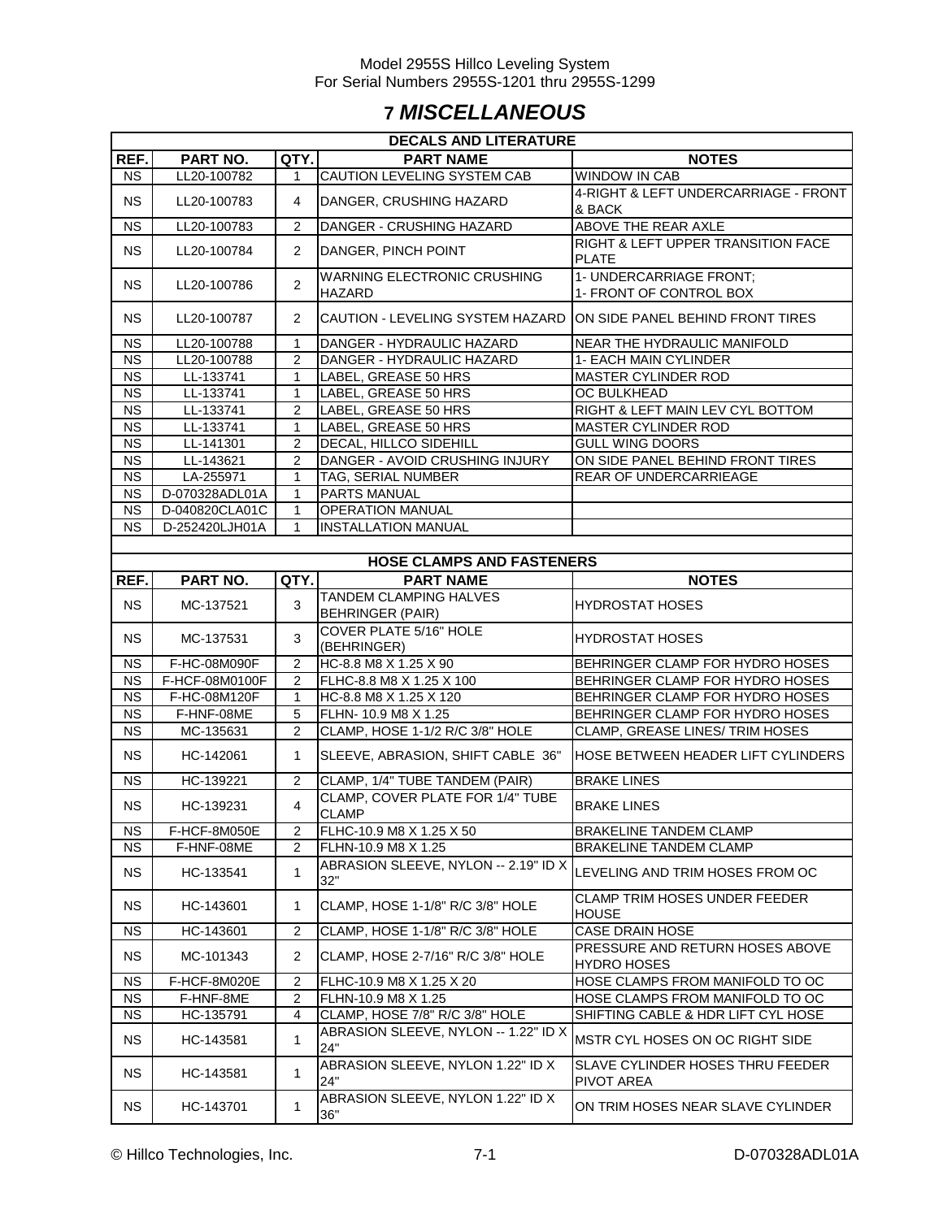# 7 *MISCELLANEOUS*

| DECALS AND LITERATURE | | | | |
|---|---|---|---|---|
| **REF.** | **PART NO.** | **QTY.** | **PART NAME** | **NOTES** |
| NS | LL20-100782 | 1 | CAUTION LEVELING SYSTEM CAB | WINDOW IN CAB |
| NS | LL20-100783 | 4 | DANGER, CRUSHING HAZARD | 4-RIGHT & LEFT UNDERCARRIAGE - FRONT & BACK |
| NS | LL20-100783 | 2 | DANGER - CRUSHING HAZARD | ABOVE THE REAR AXLE |
| NS | LL20-100784 | 2 | DANGER, PINCH POINT | RIGHT & LEFT UPPER TRANSITION FACE PLATE |
| NS | LL20-100786 | 2 | WARNING ELECTRONIC CRUSHING HAZARD | 1- UNDERCARRIAGE FRONT; 1- FRONT OF CONTROL BOX |
| NS | LL20-100787 | 2 | CAUTION - LEVELING SYSTEM HAZARD | ON SIDE PANEL BEHIND FRONT TIRES |
| NS | LL20-100788 | 1 | DANGER - HYDRAULIC HAZARD | NEAR THE HYDRAULIC MANIFOLD |
| NS | LL20-100788 | 2 | DANGER - HYDRAULIC HAZARD | 1- EACH MAIN CYLINDER |
| NS | LL-133741 | 1 | LABEL, GREASE 50 HRS | MASTER CYLINDER ROD |
| NS | LL-133741 | 1 | LABEL, GREASE 50 HRS | OC BULKHEAD |
| NS | LL-133741 | 2 | LABEL, GREASE 50 HRS | RIGHT & LEFT MAIN LEV CYL BOTTOM |
| NS | LL-133741 | 1 | LABEL, GREASE 50 HRS | MASTER CYLINDER ROD |
| NS | LL-141301 | 2 | DECAL, HILLCO SIDEHILL | GULL WING DOORS |
| NS | LL-143621 | 2 | DANGER - AVOID CRUSHING INJURY | ON SIDE PANEL BEHIND FRONT TIRES |
| NS | LA-255971 | 1 | TAG, SERIAL NUMBER | REAR OF UNDERCARRIEAGE |
| NS | D-070328ADL01A | 1 | PARTS MANUAL | |
| NS | D-040820CLA01C | 1 | OPERATION MANUAL | |
| NS | D-252420LJH01A | 1 | INSTALLATION MANUAL | |

| HOSE CLAMPS AND FASTENERS | | | | |
|---|---|---|---|---|
| **REF.** | **PART NO.** | **QTY.** | **PART NAME** | **NOTES** |
| NS | MC-137521 | 3 | TANDEM CLAMPING HALVES BEHRINGER (PAIR) | HYDROSTAT HOSES |
| NS | MC-137531 | 3 | COVER PLATE 5/16" HOLE (BEHRINGER) | HYDROSTAT HOSES |
| NS | F-HC-08M090F | 2 | HC-8.8 M8 X 1.25 X 90 | BEHRINGER CLAMP FOR HYDRO HOSES |
| NS | F-HCF-08M0100F | 2 | FLHC-8.8 M8 X 1.25 X 100 | BEHRINGER CLAMP FOR HYDRO HOSES |
| NS | F-HC-08M120F | 1 | HC-8.8 M8 X 1.25 X 120 | BEHRINGER CLAMP FOR HYDRO HOSES |
| NS | F-HNF-08ME | 5 | FLHN- 10.9 M8 X 1.25 | BEHRINGER CLAMP FOR HYDRO HOSES |
| NS | MC-135631 | 2 | CLAMP, HOSE 1-1/2 R/C 3/8" HOLE | CLAMP, GREASE LINES/ TRIM HOSES |
| NS | HC-142061 | 1 | SLEEVE, ABRASION, SHIFT CABLE 36" | HOSE BETWEEN HEADER LIFT CYLINDERS |
| NS | HC-139221 | 2 | CLAMP, 1/4" TUBE TANDEM (PAIR) | BRAKE LINES |
| NS | HC-139231 | 4 | CLAMP, COVER PLATE FOR 1/4" TUBE CLAMP | BRAKE LINES |
| NS | F-HCF-8M050E | 2 | FLHC-10.9 M8 X 1.25 X 50 | BRAKELINE TANDEM CLAMP |
| NS | F-HNF-08ME | 2 | FLHN-10.9 M8 X 1.25 | BRAKELINE TANDEM CLAMP |
| NS | HC-133541 | 1 | ABRASION SLEEVE, NYLON -- 2.19" ID X 32" | LEVELING AND TRIM HOSES FROM OC |
| NS | HC-143601 | 1 | CLAMP, HOSE 1-1/8" R/C 3/8" HOLE | CLAMP TRIM HOSES UNDER FEEDER HOUSE |
| NS | HC-143601 | 2 | CLAMP, HOSE 1-1/8" R/C 3/8" HOLE | CASE DRAIN HOSE |
| NS | MC-101343 | 2 | CLAMP, HOSE 2-7/16" R/C 3/8" HOLE | PRESSURE AND RETURN HOSES ABOVE HYDRO HOSES |
| NS | F-HCF-8M020E | 2 | FLHC-10.9 M8 X 1.25 X 20 | HOSE CLAMPS FROM MANIFOLD TO OC |
| NS | F-HNF-8ME | 2 | FLHN-10.9 M8 X 1.25 | HOSE CLAMPS FROM MANIFOLD TO OC |
| NS | HC-135791 | 4 | CLAMP, HOSE 7/8" R/C 3/8" HOLE | SHIFTING CABLE & HDR LIFT CYL HOSE |
| NS | HC-143581 | 1 | ABRASION SLEEVE, NYLON -- 1.22" ID X 24" | MSTR CYL HOSES ON OC RIGHT SIDE |
| NS | HC-143581 | 1 | ABRASION SLEEVE, NYLON 1.22" ID X 24" | SLAVE CYLINDER HOSES THRU FEEDER PIVOT AREA |
| NS | HC-143701 | 1 | ABRASION SLEEVE, NYLON 1.22" ID X 36" | ON TRIM HOSES NEAR SLAVE CYLINDER |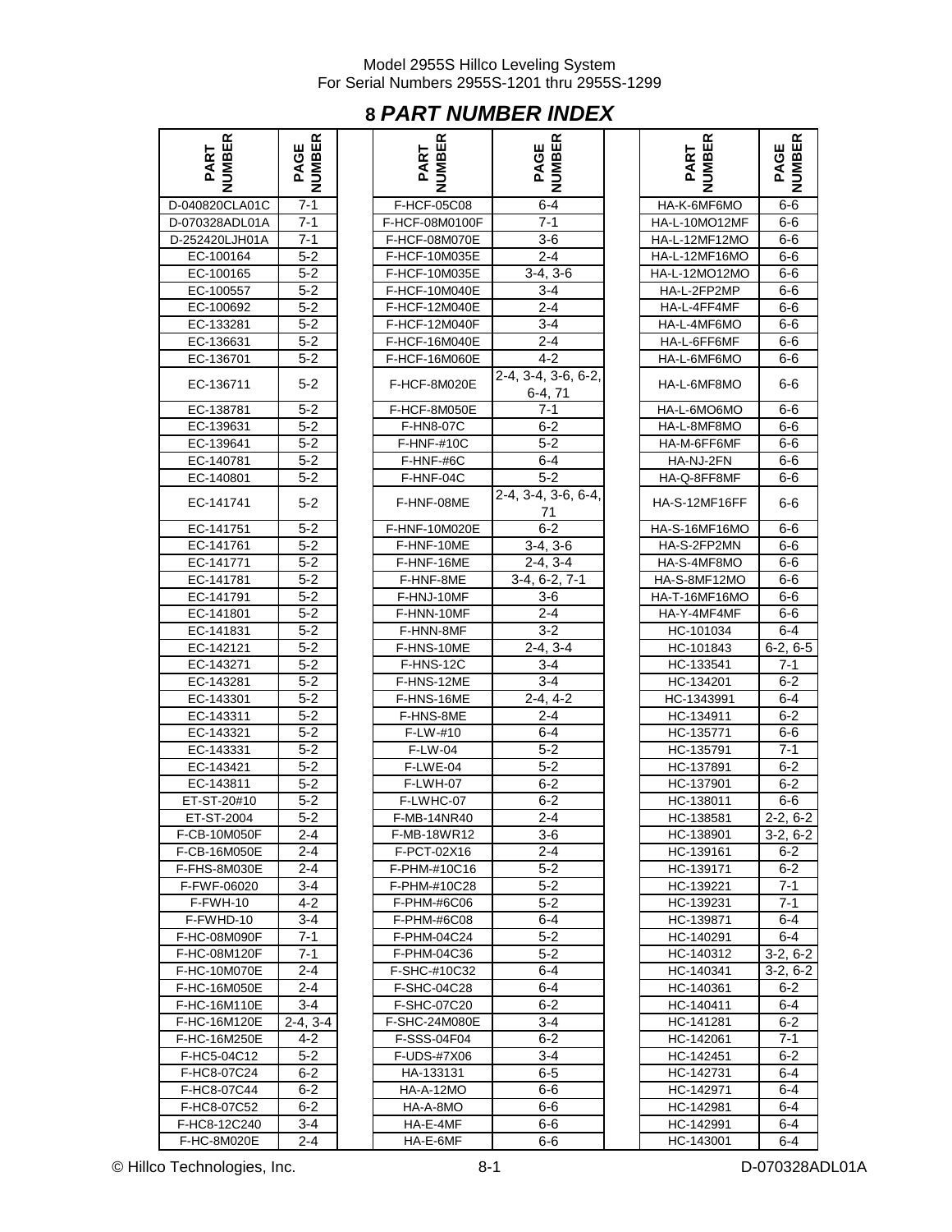# 8 *PART NUMBER INDEX*

| PART NUMBER | PAGE NUMBER | | PART NUMBER | PAGE NUMBER | | PART NUMBER | PAGE NUMBER |
|---|---|---|---|---|---|---|---|
| D-040820CLA01C | 7-1 | | F-HCF-05C08 | 6-4 | | HA-K-6MF6MO | 6-6 |
| D-070328ADL01A | 7-1 | | F-HCF-08M0100F | 7-1 | | HA-L-10MO12MF | 6-6 |
| D-252420LJH01A | 7-1 | | F-HCF-08M070E | 3-6 | | HA-L-12MF12MO | 6-6 |
| EC-100164 | 5-2 | | F-HCF-10M035E | 2-4 | | HA-L-12MF16MO | 6-6 |
| EC-100165 | 5-2 | | F-HCF-10M035E | 3-4, 3-6 | | HA-L-12MO12MO | 6-6 |
| EC-100557 | 5-2 | | F-HCF-10M040E | 3-4 | | HA-L-2FP2MP | 6-6 |
| EC-100692 | 5-2 | | F-HCF-12M040E | 2-4 | | HA-L-4FF4MF | 6-6 |
| EC-133281 | 5-2 | | F-HCF-12M040F | 3-4 | | HA-L-4MF6MO | 6-6 |
| EC-136631 | 5-2 | | F-HCF-16M040E | 2-4 | | HA-L-6FF6MF | 6-6 |
| EC-136701 | 5-2 | | F-HCF-16M060E | 4-2 | | HA-L-6MF6MO | 6-6 |
| EC-136711 | 5-2 | | F-HCF-8M020E | 2-4, 3-4, 3-6, 6-2, 6-4, 71 | | HA-L-6MF8MO | 6-6 |
| EC-138781 | 5-2 | | F-HCF-8M050E | 7-1 | | HA-L-6MO6MO | 6-6 |
| EC-139631 | 5-2 | | F-HN8-07C | 6-2 | | HA-L-8MF8MO | 6-6 |
| EC-139641 | 5-2 | | F-HNF-#10C | 5-2 | | HA-M-6FF6MF | 6-6 |
| EC-140781 | 5-2 | | F-HNF-#6C | 6-4 | | HA-NJ-2FN | 6-6 |
| EC-140801 | 5-2 | | F-HNF-04C | 5-2 | | HA-Q-8FF8MF | 6-6 |
| EC-141741 | 5-2 | | F-HNF-08ME | 2-4, 3-4, 3-6, 6-4, 71 | | HA-S-12MF16FF | 6-6 |
| EC-141751 | 5-2 | | F-HNF-10M020E | 6-2 | | HA-S-16MF16MO | 6-6 |
| EC-141761 | 5-2 | | F-HNF-10ME | 3-4, 3-6 | | HA-S-2FP2MN | 6-6 |
| EC-141771 | 5-2 | | F-HNF-16ME | 2-4, 3-4 | | HA-S-4MF8MO | 6-6 |
| EC-141781 | 5-2 | | F-HNF-8ME | 3-4, 6-2, 7-1 | | HA-S-8MF12MO | 6-6 |
| EC-141791 | 5-2 | | F-HNJ-10MF | 3-6 | | HA-T-16MF16MO | 6-6 |
| EC-141801 | 5-2 | | F-HNN-10MF | 2-4 | | HA-Y-4MF4MF | 6-6 |
| EC-141831 | 5-2 | | F-HNN-8MF | 3-2 | | HC-101034 | 6-4 |
| EC-142121 | 5-2 | | F-HNS-10ME | 2-4, 3-4 | | HC-101843 | 6-2, 6-5 |
| EC-143271 | 5-2 | | F-HNS-12C | 3-4 | | HC-133541 | 7-1 |
| EC-143281 | 5-2 | | F-HNS-12ME | 3-4 | | HC-134201 | 6-2 |
| EC-143301 | 5-2 | | F-HNS-16ME | 2-4, 4-2 | | HC-1343991 | 6-4 |
| EC-143311 | 5-2 | | F-HNS-8ME | 2-4 | | HC-134911 | 6-2 |
| EC-143321 | 5-2 | | F-LW-#10 | 6-4 | | HC-135771 | 6-6 |
| EC-143331 | 5-2 | | F-LW-04 | 5-2 | | HC-135791 | 7-1 |
| EC-143421 | 5-2 | | F-LWE-04 | 5-2 | | HC-137891 | 6-2 |
| EC-143811 | 5-2 | | F-LWH-07 | 6-2 | | HC-137901 | 6-2 |
| ET-ST-20#10 | 5-2 | | F-LWHC-07 | 6-2 | | HC-138011 | 6-6 |
| ET-ST-2004 | 5-2 | | F-MB-14NR40 | 2-4 | | HC-138581 | 2-2, 6-2 |
| F-CB-10M050F | 2-4 | | F-MB-18WR12 | 3-6 | | HC-138901 | 3-2, 6-2 |
| F-CB-16M050E | 2-4 | | F-PCT-02X16 | 2-4 | | HC-139161 | 6-2 |
| F-FHS-8M030E | 2-4 | | F-PHM-#10C16 | 5-2 | | HC-139171 | 6-2 |
| F-FWF-06020 | 3-4 | | F-PHM-#10C28 | 5-2 | | HC-139221 | 7-1 |
| F-FWH-10 | 4-2 | | F-PHM-#6C06 | 5-2 | | HC-139231 | 7-1 |
| F-FWHD-10 | 3-4 | | F-PHM-#6C08 | 6-4 | | HC-139871 | 6-4 |
| F-HC-08M090F | 7-1 | | F-PHM-04C24 | 5-2 | | HC-140291 | 6-4 |
| F-HC-08M120F | 7-1 | | F-PHM-04C36 | 5-2 | | HC-140312 | 3-2, 6-2 |
| F-HC-10M070E | 2-4 | | F-SHC-#10C32 | 6-4 | | HC-140341 | 3-2, 6-2 |
| F-HC-16M050E | 2-4 | | F-SHC-04C28 | 6-4 | | HC-140361 | 6-2 |
| F-HC-16M110E | 3-4 | | F-SHC-07C20 | 6-2 | | HC-140411 | 6-4 |
| F-HC-16M120E | 2-4, 3-4 | | F-SHC-24M080E | 3-4 | | HC-141281 | 6-2 |
| F-HC-16M250E | 4-2 | | F-SSS-04F04 | 6-2 | | HC-142061 | 7-1 |
| F-HC5-04C12 | 5-2 | | F-UDS-#7X06 | 3-4 | | HC-142451 | 6-2 |
| F-HC8-07C24 | 6-2 | | HA-133131 | 6-5 | | HC-142731 | 6-4 |
| F-HC8-07C44 | 6-2 | | HA-A-12MO | 6-6 | | HC-142971 | 6-4 |
| F-HC8-07C52 | 6-2 | | HA-A-8MO | 6-6 | | HC-142981 | 6-4 |
| F-HC8-12C240 | 3-4 | | HA-E-4MF | 6-6 | | HC-142991 | 6-4 |
| F-HC-8M020E | 2-4 | | HA-E-6MF | 6-6 | | HC-143001 | 6-4 |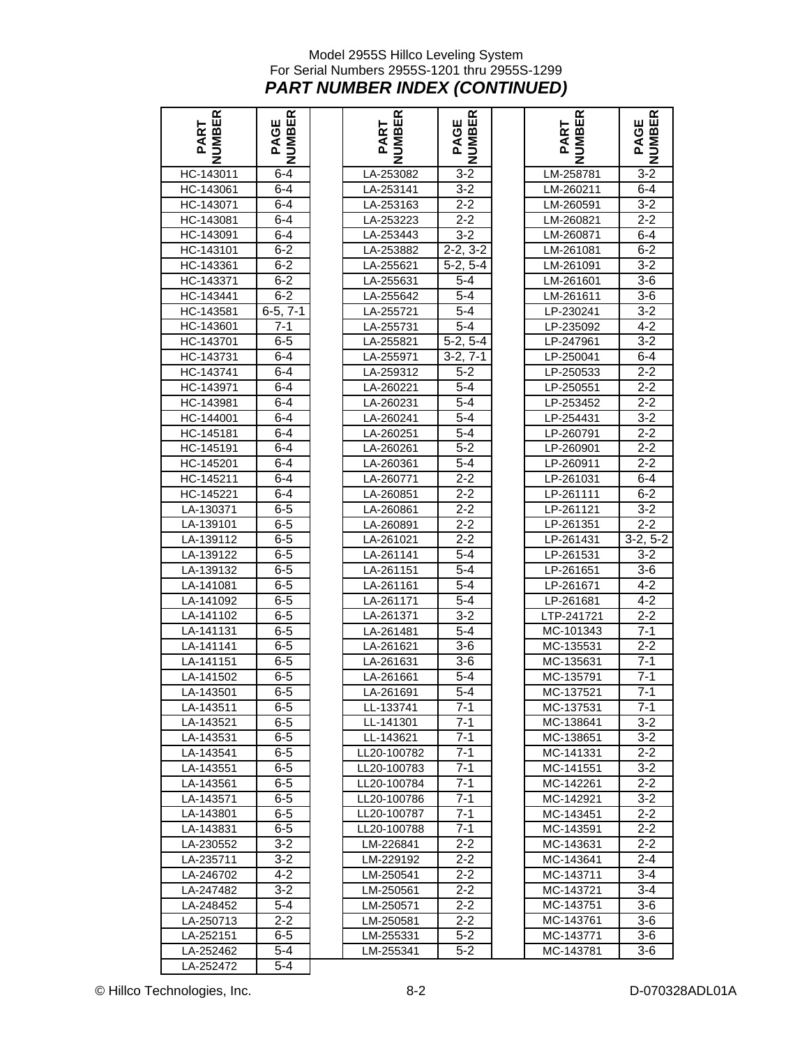Model 2955S Hillco Leveling System
For Serial Numbers 2955S-1201 thru 2955S-1299

## *PART NUMBER INDEX (CONTINUED)*

| PART NUMBER | PAGE NUMBER | PART NUMBER | PAGE NUMBER | PART NUMBER | PAGE NUMBER |
|---|---|---|---|---|---|
| HC-143011 | 6-4 | LA-253082 | 3-2 | LM-258781 | 3-2 |
| HC-143061 | 6-4 | LA-253141 | 3-2 | LM-260211 | 6-4 |
| HC-143071 | 6-4 | LA-253163 | 2-2 | LM-260591 | 3-2 |
| HC-143081 | 6-4 | LA-253223 | 2-2 | LM-260821 | 2-2 |
| HC-143091 | 6-4 | LA-253443 | 3-2 | LM-260871 | 6-4 |
| HC-143101 | 6-2 | LA-253882 | 2-2, 3-2 | LM-261081 | 6-2 |
| HC-143361 | 6-2 | LA-255621 | 5-2, 5-4 | LM-261091 | 3-2 |
| HC-143371 | 6-2 | LA-255631 | 5-4 | LM-261601 | 3-6 |
| HC-143441 | 6-2 | LA-255642 | 5-4 | LM-261611 | 3-6 |
| HC-143581 | 6-5, 7-1 | LA-255721 | 5-4 | LP-230241 | 3-2 |
| HC-143601 | 7-1 | LA-255731 | 5-4 | LP-235092 | 4-2 |
| HC-143701 | 6-5 | LA-255821 | 5-2, 5-4 | LP-247961 | 3-2 |
| HC-143731 | 6-4 | LA-255971 | 3-2, 7-1 | LP-250041 | 6-4 |
| HC-143741 | 6-4 | LA-259312 | 5-2 | LP-250533 | 2-2 |
| HC-143971 | 6-4 | LA-260221 | 5-4 | LP-250551 | 2-2 |
| HC-143981 | 6-4 | LA-260231 | 5-4 | LP-253452 | 2-2 |
| HC-144001 | 6-4 | LA-260241 | 5-4 | LP-254431 | 3-2 |
| HC-145181 | 6-4 | LA-260251 | 5-4 | LP-260791 | 2-2 |
| HC-145191 | 6-4 | LA-260261 | 5-2 | LP-260901 | 2-2 |
| HC-145201 | 6-4 | LA-260361 | 5-4 | LP-260911 | 2-2 |
| HC-145211 | 6-4 | LA-260771 | 2-2 | LP-261031 | 6-4 |
| HC-145221 | 6-4 | LA-260851 | 2-2 | LP-261111 | 6-2 |
| LA-130371 | 6-5 | LA-260861 | 2-2 | LP-261121 | 3-2 |
| LA-139101 | 6-5 | LA-260891 | 2-2 | LP-261351 | 2-2 |
| LA-139112 | 6-5 | LA-261021 | 2-2 | LP-261431 | 3-2, 5-2 |
| LA-139122 | 6-5 | LA-261141 | 5-4 | LP-261531 | 3-2 |
| LA-139132 | 6-5 | LA-261151 | 5-4 | LP-261651 | 3-6 |
| LA-141081 | 6-5 | LA-261161 | 5-4 | LP-261671 | 4-2 |
| LA-141092 | 6-5 | LA-261171 | 5-4 | LP-261681 | 4-2 |
| LA-141102 | 6-5 | LA-261371 | 3-2 | LTP-241721 | 2-2 |
| LA-141131 | 6-5 | LA-261481 | 5-4 | MC-101343 | 7-1 |
| LA-141141 | 6-5 | LA-261621 | 3-6 | MC-135531 | 2-2 |
| LA-141151 | 6-5 | LA-261631 | 3-6 | MC-135631 | 7-1 |
| LA-141502 | 6-5 | LA-261661 | 5-4 | MC-135791 | 7-1 |
| LA-143501 | 6-5 | LA-261691 | 5-4 | MC-137521 | 7-1 |
| LA-143511 | 6-5 | LL-133741 | 7-1 | MC-137531 | 7-1 |
| LA-143521 | 6-5 | LL-141301 | 7-1 | MC-138641 | 3-2 |
| LA-143531 | 6-5 | LL-143621 | 7-1 | MC-138651 | 3-2 |
| LA-143541 | 6-5 | LL20-100782 | 7-1 | MC-141331 | 2-2 |
| LA-143551 | 6-5 | LL20-100783 | 7-1 | MC-141551 | 3-2 |
| LA-143561 | 6-5 | LL20-100784 | 7-1 | MC-142261 | 2-2 |
| LA-143571 | 6-5 | LL20-100786 | 7-1 | MC-142921 | 3-2 |
| LA-143801 | 6-5 | LL20-100787 | 7-1 | MC-143451 | 2-2 |
| LA-143831 | 6-5 | LL20-100788 | 7-1 | MC-143591 | 2-2 |
| LA-230552 | 3-2 | LM-226841 | 2-2 | MC-143631 | 2-2 |
| LA-235711 | 3-2 | LM-229192 | 2-2 | MC-143641 | 2-4 |
| LA-246702 | 4-2 | LM-250541 | 2-2 | MC-143711 | 3-4 |
| LA-247482 | 3-2 | LM-250561 | 2-2 | MC-143721 | 3-4 |
| LA-248452 | 5-4 | LM-250571 | 2-2 | MC-143751 | 3-6 |
| LA-250713 | 2-2 | LM-250581 | 2-2 | MC-143761 | 3-6 |
| LA-252151 | 6-5 | LM-255331 | 5-2 | MC-143771 | 3-6 |
| LA-252462 | 5-4 | LM-255341 | 5-2 | MC-143781 | 3-6 |
| LA-252472 | 5-4 | | | | |

© Hillco Technologies, Inc. 8-2 D-070328ADL01A